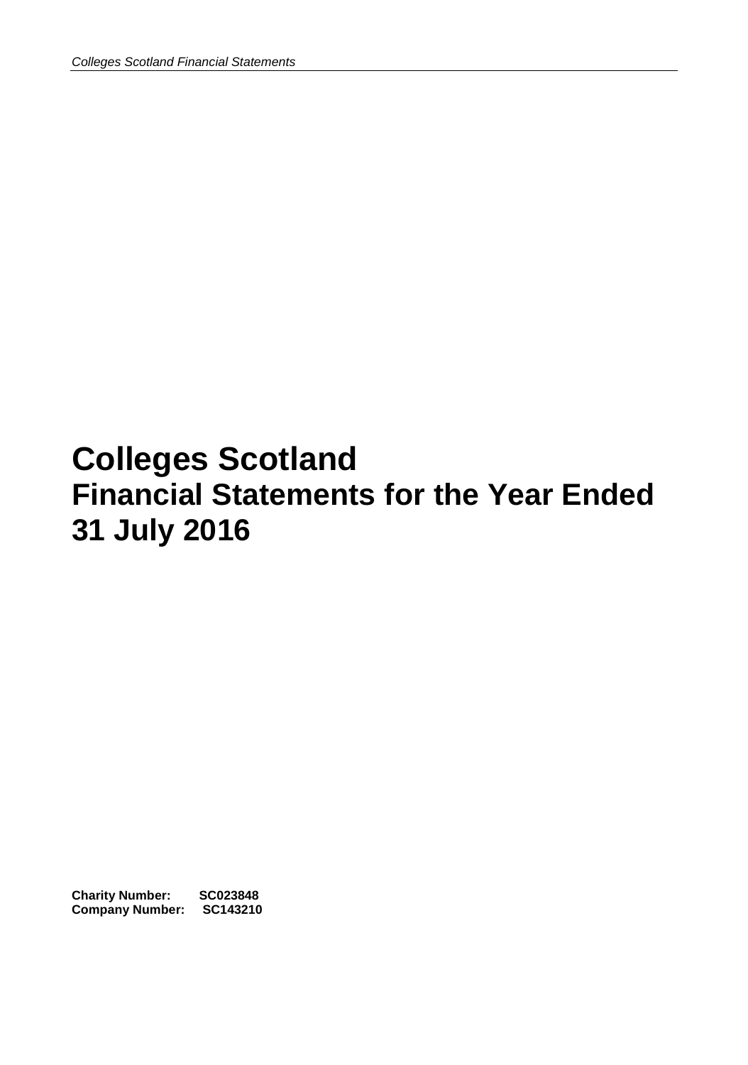# Colleges Scotland
# Financial Statements for the Year Ended 31 July 2016

**Charity Number: SC023848**
**Company Number: SC143210**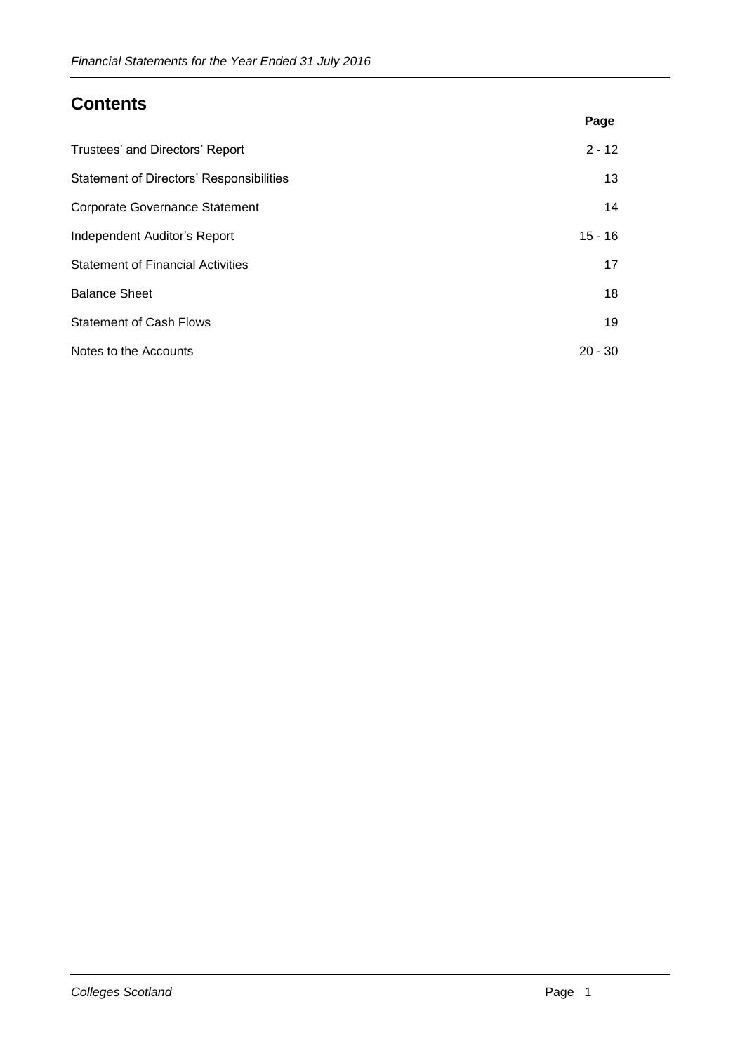## Contents

| | Page |
|---|---|
| Trustees' and Directors' Report | 2 - 12 |
| Statement of Directors' Responsibilities | 13 |
| Corporate Governance Statement | 14 |
| Independent Auditor's Report | 15 - 16 |
| Statement of Financial Activities | 17 |
| Balance Sheet | 18 |
| Statement of Cash Flows | 19 |
| Notes to the Accounts | 20 - 30 |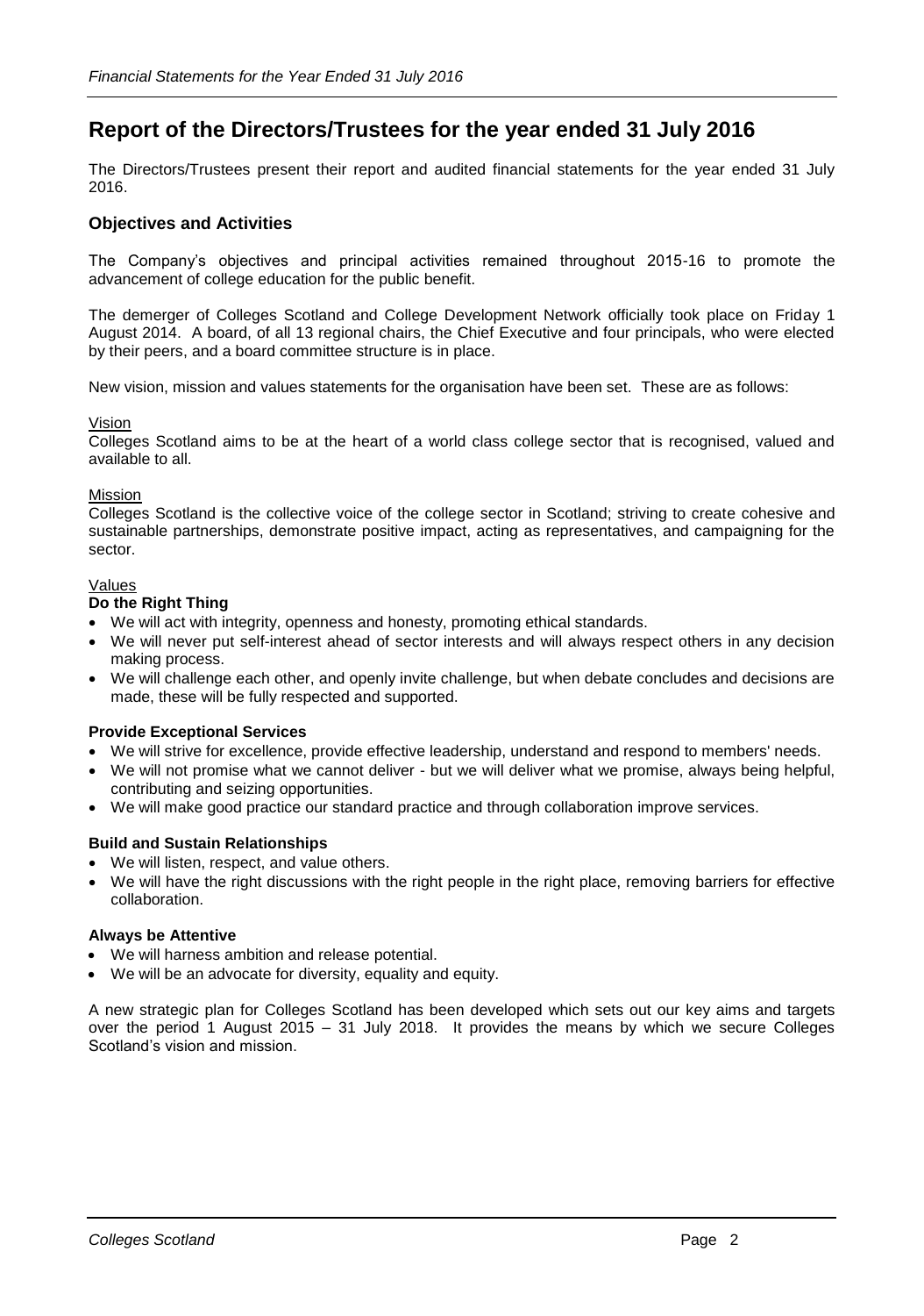# Report of the Directors/Trustees for the year ended 31 July 2016

The Directors/Trustees present their report and audited financial statements for the year ended 31 July 2016.

## Objectives and Activities

The Company's objectives and principal activities remained throughout 2015-16 to promote the advancement of college education for the public benefit.

The demerger of Colleges Scotland and College Development Network officially took place on Friday 1 August 2014. A board, of all 13 regional chairs, the Chief Executive and four principals, who were elected by their peers, and a board committee structure is in place.

New vision, mission and values statements for the organisation have been set. These are as follows:

Vision

Colleges Scotland aims to be at the heart of a world class college sector that is recognised, valued and available to all.

Mission

Colleges Scotland is the collective voice of the college sector in Scotland; striving to create cohesive and sustainable partnerships, demonstrate positive impact, acting as representatives, and campaigning for the sector.

Values

**Do the Right Thing**

- We will act with integrity, openness and honesty, promoting ethical standards.
- We will never put self-interest ahead of sector interests and will always respect others in any decision making process.
- We will challenge each other, and openly invite challenge, but when debate concludes and decisions are made, these will be fully respected and supported.

**Provide Exceptional Services**

- We will strive for excellence, provide effective leadership, understand and respond to members' needs.
- We will not promise what we cannot deliver - but we will deliver what we promise, always being helpful, contributing and seizing opportunities.
- We will make good practice our standard practice and through collaboration improve services.

**Build and Sustain Relationships**

- We will listen, respect, and value others.
- We will have the right discussions with the right people in the right place, removing barriers for effective collaboration.

**Always be Attentive**

- We will harness ambition and release potential.
- We will be an advocate for diversity, equality and equity.

A new strategic plan for Colleges Scotland has been developed which sets out our key aims and targets over the period 1 August 2015 – 31 July 2018. It provides the means by which we secure Colleges Scotland's vision and mission.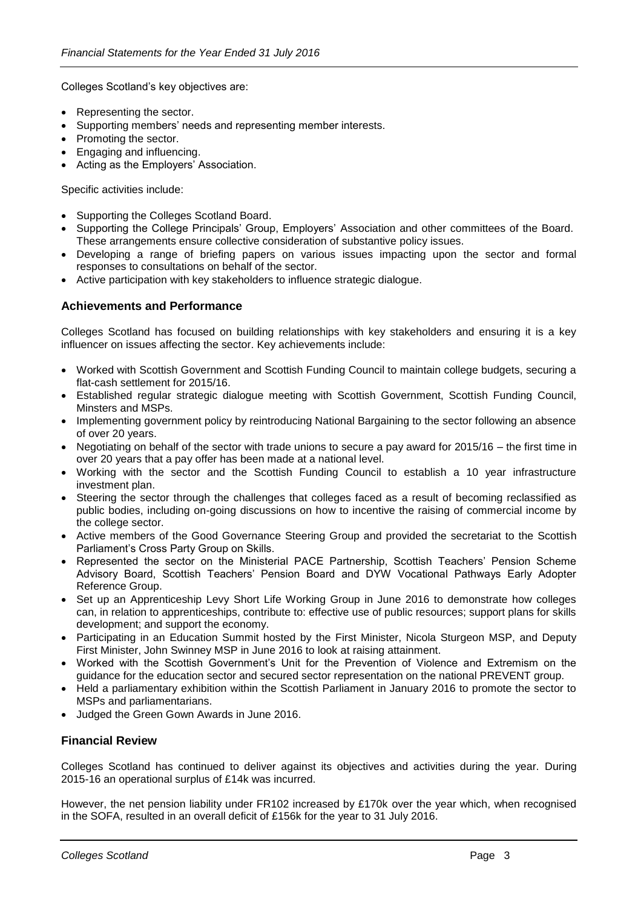Colleges Scotland's key objectives are:

- Representing the sector.
- Supporting members' needs and representing member interests.
- Promoting the sector.
- Engaging and influencing.
- Acting as the Employers' Association.

Specific activities include:

- Supporting the Colleges Scotland Board.
- Supporting the College Principals' Group, Employers' Association and other committees of the Board. These arrangements ensure collective consideration of substantive policy issues.
- Developing a range of briefing papers on various issues impacting upon the sector and formal responses to consultations on behalf of the sector.
- Active participation with key stakeholders to influence strategic dialogue.

## Achievements and Performance

Colleges Scotland has focused on building relationships with key stakeholders and ensuring it is a key influencer on issues affecting the sector. Key achievements include:

- Worked with Scottish Government and Scottish Funding Council to maintain college budgets, securing a flat-cash settlement for 2015/16.
- Established regular strategic dialogue meeting with Scottish Government, Scottish Funding Council, Minsters and MSPs.
- Implementing government policy by reintroducing National Bargaining to the sector following an absence of over 20 years.
- Negotiating on behalf of the sector with trade unions to secure a pay award for 2015/16 – the first time in over 20 years that a pay offer has been made at a national level.
- Working with the sector and the Scottish Funding Council to establish a 10 year infrastructure investment plan.
- Steering the sector through the challenges that colleges faced as a result of becoming reclassified as public bodies, including on-going discussions on how to incentive the raising of commercial income by the college sector.
- Active members of the Good Governance Steering Group and provided the secretariat to the Scottish Parliament's Cross Party Group on Skills.
- Represented the sector on the Ministerial PACE Partnership, Scottish Teachers' Pension Scheme Advisory Board, Scottish Teachers' Pension Board and DYW Vocational Pathways Early Adopter Reference Group.
- Set up an Apprenticeship Levy Short Life Working Group in June 2016 to demonstrate how colleges can, in relation to apprenticeships, contribute to: effective use of public resources; support plans for skills development; and support the economy.
- Participating in an Education Summit hosted by the First Minister, Nicola Sturgeon MSP, and Deputy First Minister, John Swinney MSP in June 2016 to look at raising attainment.
- Worked with the Scottish Government's Unit for the Prevention of Violence and Extremism on the guidance for the education sector and secured sector representation on the national PREVENT group.
- Held a parliamentary exhibition within the Scottish Parliament in January 2016 to promote the sector to MSPs and parliamentarians.
- Judged the Green Gown Awards in June 2016.

## Financial Review

Colleges Scotland has continued to deliver against its objectives and activities during the year. During 2015-16 an operational surplus of £14k was incurred.

However, the net pension liability under FR102 increased by £170k over the year which, when recognised in the SOFA, resulted in an overall deficit of £156k for the year to 31 July 2016.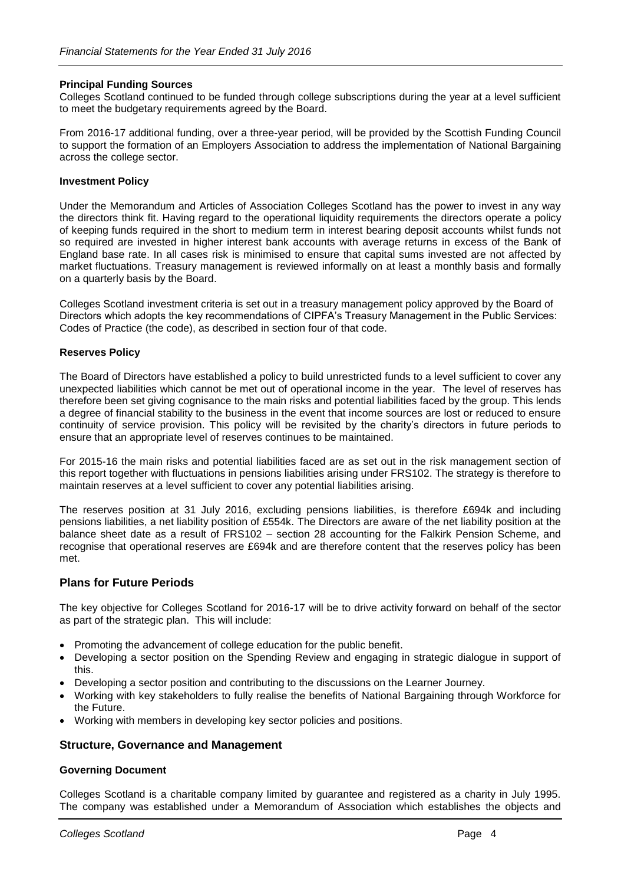#### Principal Funding Sources

Colleges Scotland continued to be funded through college subscriptions during the year at a level sufficient to meet the budgetary requirements agreed by the Board.

From 2016-17 additional funding, over a three-year period, will be provided by the Scottish Funding Council to support the formation of an Employers Association to address the implementation of National Bargaining across the college sector.

#### Investment Policy

Under the Memorandum and Articles of Association Colleges Scotland has the power to invest in any way the directors think fit. Having regard to the operational liquidity requirements the directors operate a policy of keeping funds required in the short to medium term in interest bearing deposit accounts whilst funds not so required are invested in higher interest bank accounts with average returns in excess of the Bank of England base rate. In all cases risk is minimised to ensure that capital sums invested are not affected by market fluctuations. Treasury management is reviewed informally on at least a monthly basis and formally on a quarterly basis by the Board.

Colleges Scotland investment criteria is set out in a treasury management policy approved by the Board of Directors which adopts the key recommendations of CIPFA's Treasury Management in the Public Services: Codes of Practice (the code), as described in section four of that code.

#### Reserves Policy

The Board of Directors have established a policy to build unrestricted funds to a level sufficient to cover any unexpected liabilities which cannot be met out of operational income in the year. The level of reserves has therefore been set giving cognisance to the main risks and potential liabilities faced by the group. This lends a degree of financial stability to the business in the event that income sources are lost or reduced to ensure continuity of service provision. This policy will be revisited by the charity's directors in future periods to ensure that an appropriate level of reserves continues to be maintained.

For 2015-16 the main risks and potential liabilities faced are as set out in the risk management section of this report together with fluctuations in pensions liabilities arising under FRS102. The strategy is therefore to maintain reserves at a level sufficient to cover any potential liabilities arising.

The reserves position at 31 July 2016, excluding pensions liabilities, is therefore £694k and including pensions liabilities, a net liability position of £554k. The Directors are aware of the net liability position at the balance sheet date as a result of FRS102 – section 28 accounting for the Falkirk Pension Scheme, and recognise that operational reserves are £694k and are therefore content that the reserves policy has been met.

## Plans for Future Periods

The key objective for Colleges Scotland for 2016-17 will be to drive activity forward on behalf of the sector as part of the strategic plan. This will include:

- Promoting the advancement of college education for the public benefit.
- Developing a sector position on the Spending Review and engaging in strategic dialogue in support of this.
- Developing a sector position and contributing to the discussions on the Learner Journey.
- Working with key stakeholders to fully realise the benefits of National Bargaining through Workforce for the Future.
- Working with members in developing key sector policies and positions.

## Structure, Governance and Management

#### Governing Document

Colleges Scotland is a charitable company limited by guarantee and registered as a charity in July 1995. The company was established under a Memorandum of Association which establishes the objects and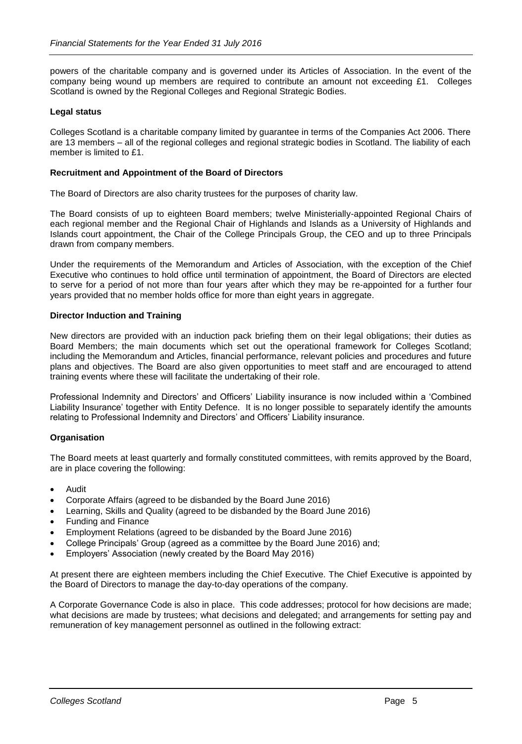powers of the charitable company and is governed under its Articles of Association. In the event of the company being wound up members are required to contribute an amount not exceeding £1. Colleges Scotland is owned by the Regional Colleges and Regional Strategic Bodies.

**Legal status**

Colleges Scotland is a charitable company limited by guarantee in terms of the Companies Act 2006. There are 13 members – all of the regional colleges and regional strategic bodies in Scotland. The liability of each member is limited to £1.

**Recruitment and Appointment of the Board of Directors**

The Board of Directors are also charity trustees for the purposes of charity law.

The Board consists of up to eighteen Board members; twelve Ministerially-appointed Regional Chairs of each regional member and the Regional Chair of Highlands and Islands as a University of Highlands and Islands court appointment, the Chair of the College Principals Group, the CEO and up to three Principals drawn from company members.

Under the requirements of the Memorandum and Articles of Association, with the exception of the Chief Executive who continues to hold office until termination of appointment, the Board of Directors are elected to serve for a period of not more than four years after which they may be re-appointed for a further four years provided that no member holds office for more than eight years in aggregate.

**Director Induction and Training**

New directors are provided with an induction pack briefing them on their legal obligations; their duties as Board Members; the main documents which set out the operational framework for Colleges Scotland; including the Memorandum and Articles, financial performance, relevant policies and procedures and future plans and objectives. The Board are also given opportunities to meet staff and are encouraged to attend training events where these will facilitate the undertaking of their role.

Professional Indemnity and Directors' and Officers' Liability insurance is now included within a 'Combined Liability Insurance' together with Entity Defence. It is no longer possible to separately identify the amounts relating to Professional Indemnity and Directors' and Officers' Liability insurance.

**Organisation**

The Board meets at least quarterly and formally constituted committees, with remits approved by the Board, are in place covering the following:

- Audit
- Corporate Affairs (agreed to be disbanded by the Board June 2016)
- Learning, Skills and Quality (agreed to be disbanded by the Board June 2016)
- Funding and Finance
- Employment Relations (agreed to be disbanded by the Board June 2016)
- College Principals' Group (agreed as a committee by the Board June 2016) and;
- Employers' Association (newly created by the Board May 2016)

At present there are eighteen members including the Chief Executive. The Chief Executive is appointed by the Board of Directors to manage the day-to-day operations of the company.

A Corporate Governance Code is also in place. This code addresses; protocol for how decisions are made; what decisions are made by trustees; what decisions and delegated; and arrangements for setting pay and remuneration of key management personnel as outlined in the following extract: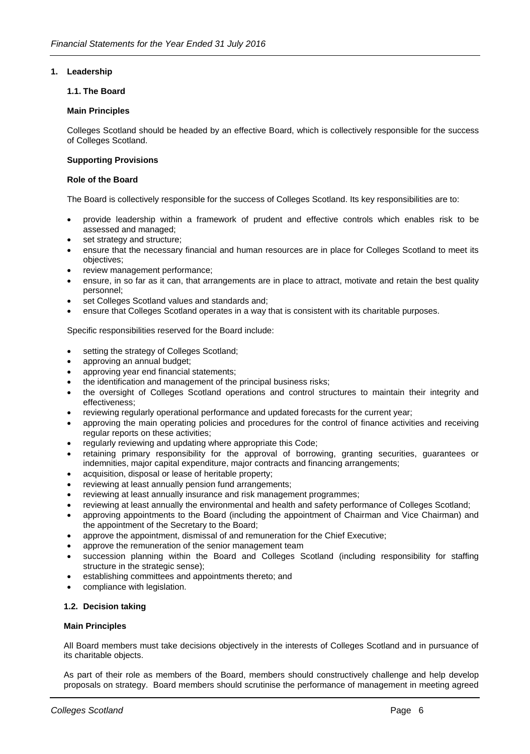## 1. Leadership

### 1.1. The Board

**Main Principles**

Colleges Scotland should be headed by an effective Board, which is collectively responsible for the success of Colleges Scotland.

**Supporting Provisions**

**Role of the Board**

The Board is collectively responsible for the success of Colleges Scotland. Its key responsibilities are to:

- provide leadership within a framework of prudent and effective controls which enables risk to be assessed and managed;
- set strategy and structure;
- ensure that the necessary financial and human resources are in place for Colleges Scotland to meet its objectives;
- review management performance;
- ensure, in so far as it can, that arrangements are in place to attract, motivate and retain the best quality personnel;
- set Colleges Scotland values and standards and;
- ensure that Colleges Scotland operates in a way that is consistent with its charitable purposes.

Specific responsibilities reserved for the Board include:

- setting the strategy of Colleges Scotland;
- approving an annual budget;
- approving year end financial statements;
- the identification and management of the principal business risks;
- the oversight of Colleges Scotland operations and control structures to maintain their integrity and effectiveness;
- reviewing regularly operational performance and updated forecasts for the current year;
- approving the main operating policies and procedures for the control of finance activities and receiving regular reports on these activities;
- regularly reviewing and updating where appropriate this Code;
- retaining primary responsibility for the approval of borrowing, granting securities, guarantees or indemnities, major capital expenditure, major contracts and financing arrangements;
- acquisition, disposal or lease of heritable property;
- reviewing at least annually pension fund arrangements;
- reviewing at least annually insurance and risk management programmes;
- reviewing at least annually the environmental and health and safety performance of Colleges Scotland;
- approving appointments to the Board (including the appointment of Chairman and Vice Chairman) and the appointment of the Secretary to the Board;
- approve the appointment, dismissal of and remuneration for the Chief Executive;
- approve the remuneration of the senior management team
- succession planning within the Board and Colleges Scotland (including responsibility for staffing structure in the strategic sense);
- establishing committees and appointments thereto; and
- compliance with legislation.

### 1.2. Decision taking

**Main Principles**

All Board members must take decisions objectively in the interests of Colleges Scotland and in pursuance of its charitable objects.

As part of their role as members of the Board, members should constructively challenge and help develop proposals on strategy. Board members should scrutinise the performance of management in meeting agreed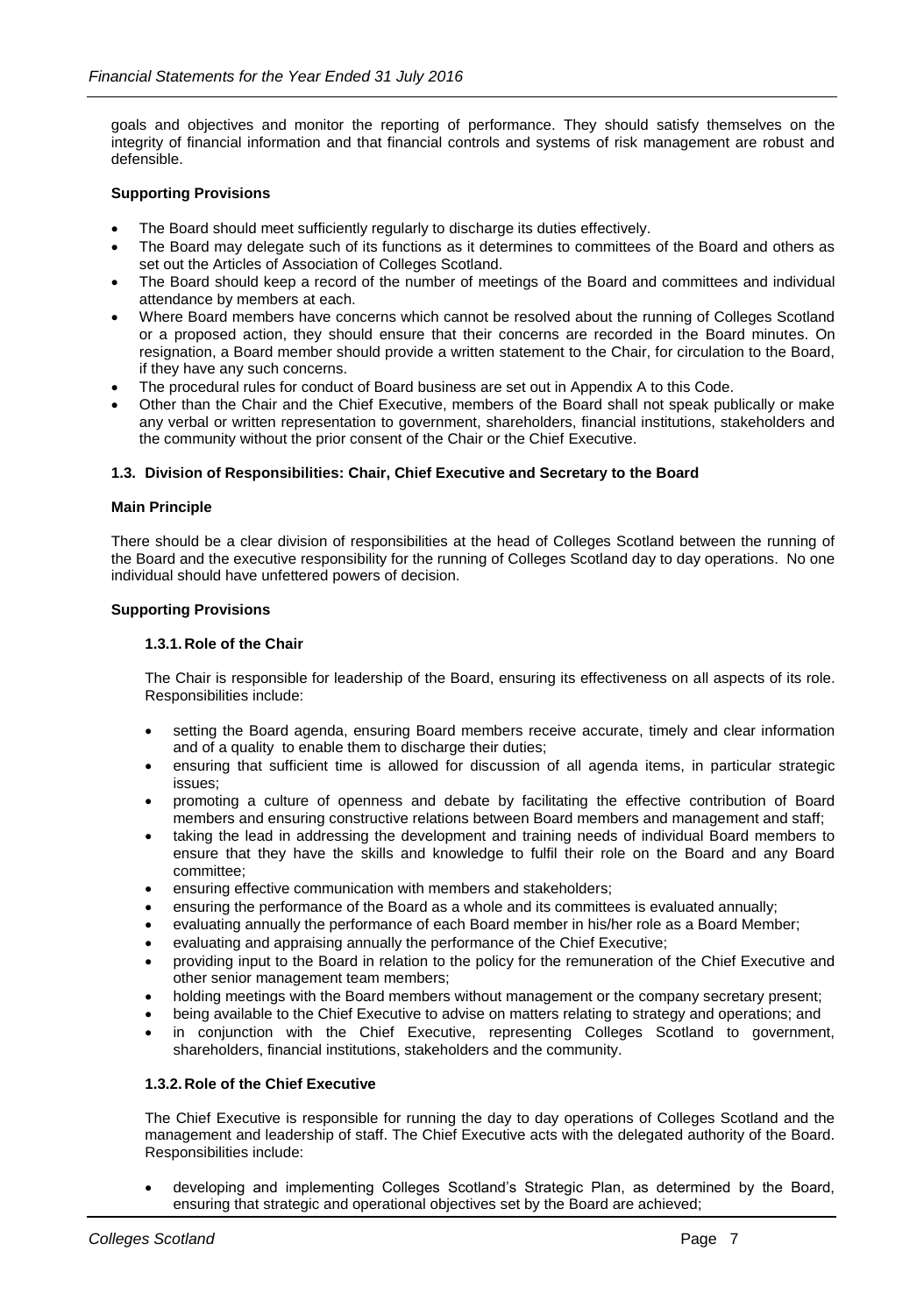goals and objectives and monitor the reporting of performance. They should satisfy themselves on the integrity of financial information and that financial controls and systems of risk management are robust and defensible.

**Supporting Provisions**

- The Board should meet sufficiently regularly to discharge its duties effectively.
- The Board may delegate such of its functions as it determines to committees of the Board and others as set out the Articles of Association of Colleges Scotland.
- The Board should keep a record of the number of meetings of the Board and committees and individual attendance by members at each.
- Where Board members have concerns which cannot be resolved about the running of Colleges Scotland or a proposed action, they should ensure that their concerns are recorded in the Board minutes. On resignation, a Board member should provide a written statement to the Chair, for circulation to the Board, if they have any such concerns.
- The procedural rules for conduct of Board business are set out in Appendix A to this Code.
- Other than the Chair and the Chief Executive, members of the Board shall not speak publically or make any verbal or written representation to government, shareholders, financial institutions, stakeholders and the community without the prior consent of the Chair or the Chief Executive.

### 1.3. Division of Responsibilities: Chair, Chief Executive and Secretary to the Board

**Main Principle**

There should be a clear division of responsibilities at the head of Colleges Scotland between the running of the Board and the executive responsibility for the running of Colleges Scotland day to day operations. No one individual should have unfettered powers of decision.

**Supporting Provisions**

#### 1.3.1. Role of the Chair

The Chair is responsible for leadership of the Board, ensuring its effectiveness on all aspects of its role. Responsibilities include:

- setting the Board agenda, ensuring Board members receive accurate, timely and clear information and of a quality to enable them to discharge their duties;
- ensuring that sufficient time is allowed for discussion of all agenda items, in particular strategic issues;
- promoting a culture of openness and debate by facilitating the effective contribution of Board members and ensuring constructive relations between Board members and management and staff;
- taking the lead in addressing the development and training needs of individual Board members to ensure that they have the skills and knowledge to fulfil their role on the Board and any Board committee;
- ensuring effective communication with members and stakeholders;
- ensuring the performance of the Board as a whole and its committees is evaluated annually;
- evaluating annually the performance of each Board member in his/her role as a Board Member;
- evaluating and appraising annually the performance of the Chief Executive;
- providing input to the Board in relation to the policy for the remuneration of the Chief Executive and other senior management team members;
- holding meetings with the Board members without management or the company secretary present;
- being available to the Chief Executive to advise on matters relating to strategy and operations; and
- in conjunction with the Chief Executive, representing Colleges Scotland to government, shareholders, financial institutions, stakeholders and the community.

#### 1.3.2. Role of the Chief Executive

The Chief Executive is responsible for running the day to day operations of Colleges Scotland and the management and leadership of staff. The Chief Executive acts with the delegated authority of the Board. Responsibilities include:

- developing and implementing Colleges Scotland's Strategic Plan, as determined by the Board, ensuring that strategic and operational objectives set by the Board are achieved;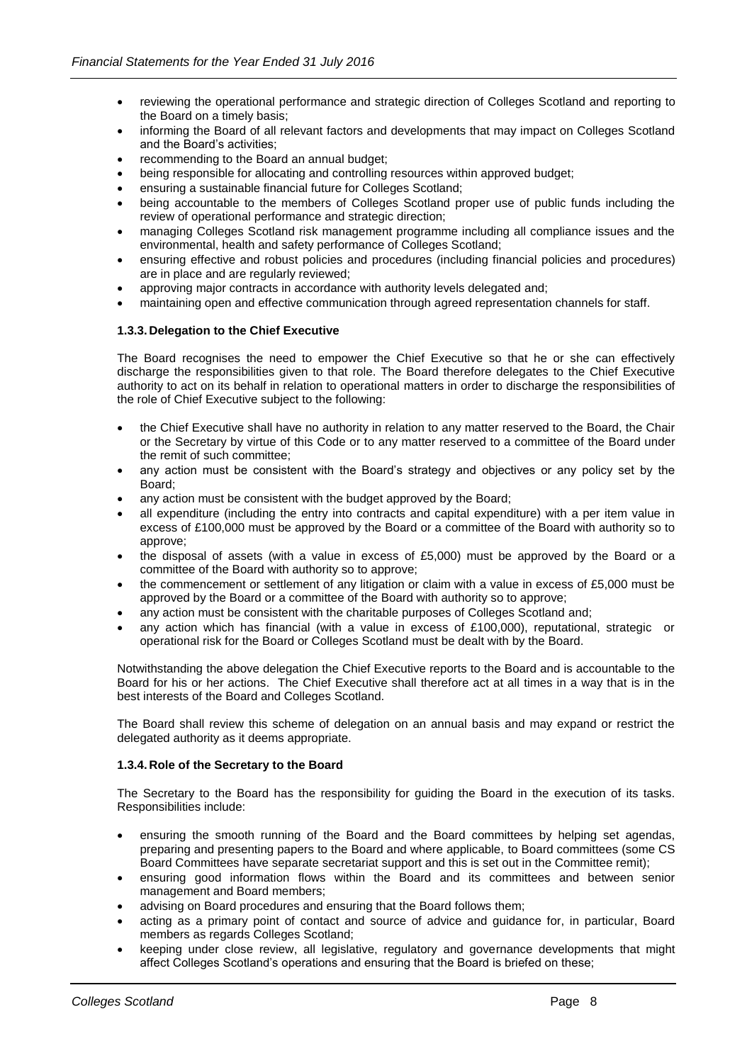- reviewing the operational performance and strategic direction of Colleges Scotland and reporting to the Board on a timely basis;
- informing the Board of all relevant factors and developments that may impact on Colleges Scotland and the Board's activities;
- recommending to the Board an annual budget;
- being responsible for allocating and controlling resources within approved budget;
- ensuring a sustainable financial future for Colleges Scotland;
- being accountable to the members of Colleges Scotland proper use of public funds including the review of operational performance and strategic direction;
- managing Colleges Scotland risk management programme including all compliance issues and the environmental, health and safety performance of Colleges Scotland;
- ensuring effective and robust policies and procedures (including financial policies and procedures) are in place and are regularly reviewed;
- approving major contracts in accordance with authority levels delegated and;
- maintaining open and effective communication through agreed representation channels for staff.

#### 1.3.3. Delegation to the Chief Executive

The Board recognises the need to empower the Chief Executive so that he or she can effectively discharge the responsibilities given to that role. The Board therefore delegates to the Chief Executive authority to act on its behalf in relation to operational matters in order to discharge the responsibilities of the role of Chief Executive subject to the following:

- the Chief Executive shall have no authority in relation to any matter reserved to the Board, the Chair or the Secretary by virtue of this Code or to any matter reserved to a committee of the Board under the remit of such committee;
- any action must be consistent with the Board's strategy and objectives or any policy set by the Board;
- any action must be consistent with the budget approved by the Board;
- all expenditure (including the entry into contracts and capital expenditure) with a per item value in excess of £100,000 must be approved by the Board or a committee of the Board with authority so to approve;
- the disposal of assets (with a value in excess of £5,000) must be approved by the Board or a committee of the Board with authority so to approve;
- the commencement or settlement of any litigation or claim with a value in excess of £5,000 must be approved by the Board or a committee of the Board with authority so to approve;
- any action must be consistent with the charitable purposes of Colleges Scotland and;
- any action which has financial (with a value in excess of £100,000), reputational, strategic or operational risk for the Board or Colleges Scotland must be dealt with by the Board.

Notwithstanding the above delegation the Chief Executive reports to the Board and is accountable to the Board for his or her actions. The Chief Executive shall therefore act at all times in a way that is in the best interests of the Board and Colleges Scotland.

The Board shall review this scheme of delegation on an annual basis and may expand or restrict the delegated authority as it deems appropriate.

#### 1.3.4. Role of the Secretary to the Board

The Secretary to the Board has the responsibility for guiding the Board in the execution of its tasks. Responsibilities include:

- ensuring the smooth running of the Board and the Board committees by helping set agendas, preparing and presenting papers to the Board and where applicable, to Board committees (some CS Board Committees have separate secretariat support and this is set out in the Committee remit);
- ensuring good information flows within the Board and its committees and between senior management and Board members;
- advising on Board procedures and ensuring that the Board follows them;
- acting as a primary point of contact and source of advice and guidance for, in particular, Board members as regards Colleges Scotland;
- keeping under close review, all legislative, regulatory and governance developments that might affect Colleges Scotland's operations and ensuring that the Board is briefed on these;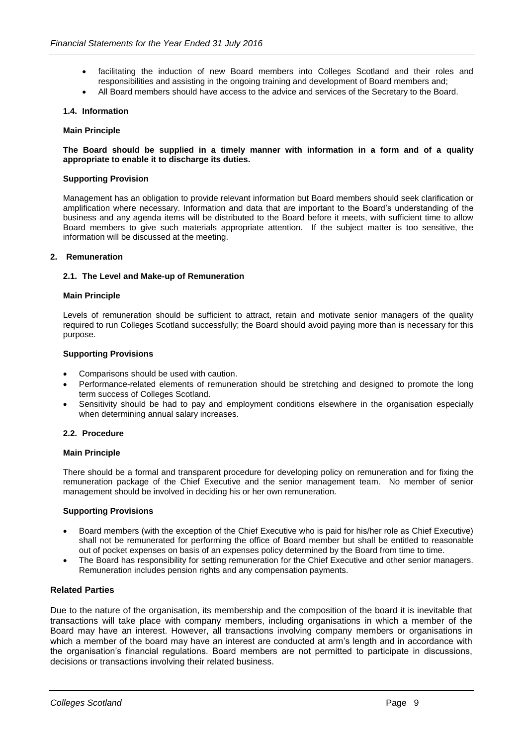- facilitating the induction of new Board members into Colleges Scotland and their roles and responsibilities and assisting in the ongoing training and development of Board members and;
- All Board members should have access to the advice and services of the Secretary to the Board.

### 1.4. Information

**Main Principle**

**The Board should be supplied in a timely manner with information in a form and of a quality appropriate to enable it to discharge its duties.**

**Supporting Provision**

Management has an obligation to provide relevant information but Board members should seek clarification or amplification where necessary. Information and data that are important to the Board's understanding of the business and any agenda items will be distributed to the Board before it meets, with sufficient time to allow Board members to give such materials appropriate attention. If the subject matter is too sensitive, the information will be discussed at the meeting.

## 2. Remuneration

### 2.1. The Level and Make-up of Remuneration

**Main Principle**

Levels of remuneration should be sufficient to attract, retain and motivate senior managers of the quality required to run Colleges Scotland successfully; the Board should avoid paying more than is necessary for this purpose.

**Supporting Provisions**

- Comparisons should be used with caution.
- Performance-related elements of remuneration should be stretching and designed to promote the long term success of Colleges Scotland.
- Sensitivity should be had to pay and employment conditions elsewhere in the organisation especially when determining annual salary increases.

### 2.2. Procedure

**Main Principle**

There should be a formal and transparent procedure for developing policy on remuneration and for fixing the remuneration package of the Chief Executive and the senior management team. No member of senior management should be involved in deciding his or her own remuneration.

**Supporting Provisions**

- Board members (with the exception of the Chief Executive who is paid for his/her role as Chief Executive) shall not be remunerated for performing the office of Board member but shall be entitled to reasonable out of pocket expenses on basis of an expenses policy determined by the Board from time to time.
- The Board has responsibility for setting remuneration for the Chief Executive and other senior managers. Remuneration includes pension rights and any compensation payments.

## Related Parties

Due to the nature of the organisation, its membership and the composition of the board it is inevitable that transactions will take place with company members, including organisations in which a member of the Board may have an interest. However, all transactions involving company members or organisations in which a member of the board may have an interest are conducted at arm's length and in accordance with the organisation's financial regulations. Board members are not permitted to participate in discussions, decisions or transactions involving their related business.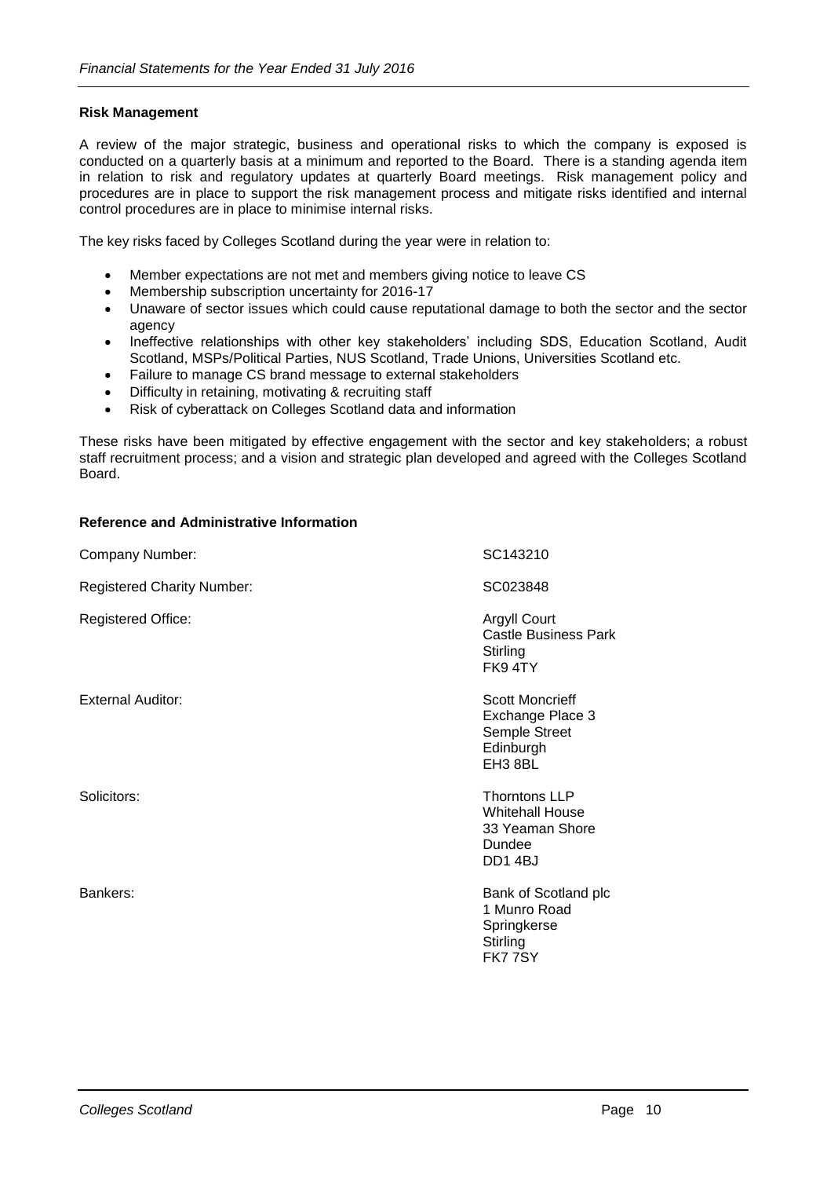**Risk Management**

A review of the major strategic, business and operational risks to which the company is exposed is conducted on a quarterly basis at a minimum and reported to the Board. There is a standing agenda item in relation to risk and regulatory updates at quarterly Board meetings. Risk management policy and procedures are in place to support the risk management process and mitigate risks identified and internal control procedures are in place to minimise internal risks.

The key risks faced by Colleges Scotland during the year were in relation to:

- Member expectations are not met and members giving notice to leave CS
- Membership subscription uncertainty for 2016-17
- Unaware of sector issues which could cause reputational damage to both the sector and the sector agency
- Ineffective relationships with other key stakeholders' including SDS, Education Scotland, Audit Scotland, MSPs/Political Parties, NUS Scotland, Trade Unions, Universities Scotland etc.
- Failure to manage CS brand message to external stakeholders
- Difficulty in retaining, motivating & recruiting staff
- Risk of cyberattack on Colleges Scotland data and information

These risks have been mitigated by effective engagement with the sector and key stakeholders; a robust staff recruitment process; and a vision and strategic plan developed and agreed with the Colleges Scotland Board.

**Reference and Administrative Information**

| | |
|---|---|
| Company Number: | SC143210 |
| Registered Charity Number: | SC023848 |
| Registered Office: | Argyll Court<br>Castle Business Park<br>Stirling<br>FK9 4TY |
| External Auditor: | Scott Moncrieff<br>Exchange Place 3<br>Semple Street<br>Edinburgh<br>EH3 8BL |
| Solicitors: | Thorntons LLP<br>Whitehall House<br>33 Yeaman Shore<br>Dundee<br>DD1 4BJ |
| Bankers: | Bank of Scotland plc<br>1 Munro Road<br>Springkerse<br>Stirling<br>FK7 7SY |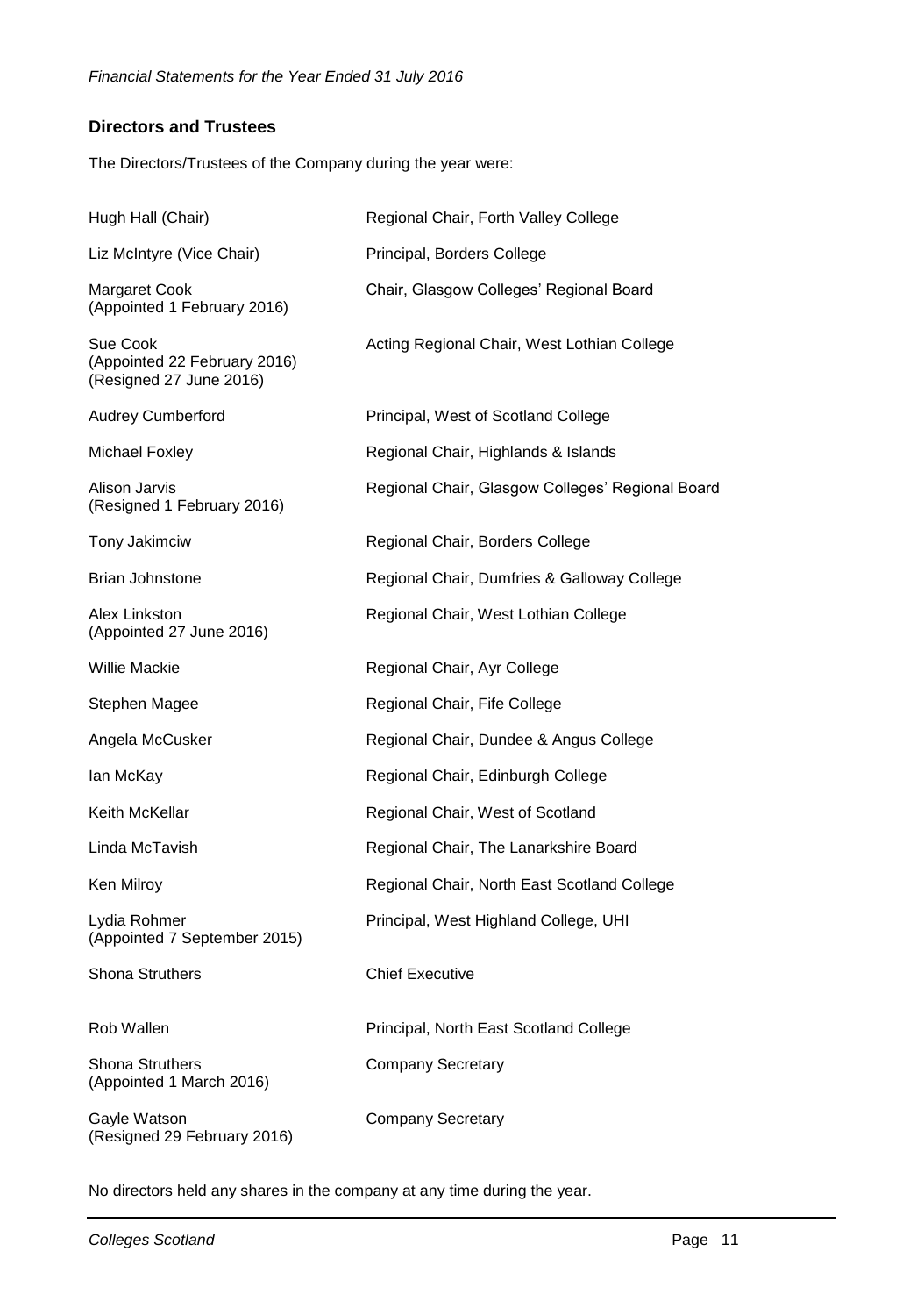## Directors and Trustees

The Directors/Trustees of the Company during the year were:

| | |
|---|---|
| Hugh Hall (Chair) | Regional Chair, Forth Valley College |
| Liz McIntyre (Vice Chair) | Principal, Borders College |
| Margaret Cook (Appointed 1 February 2016) | Chair, Glasgow Colleges' Regional Board |
| Sue Cook (Appointed 22 February 2016) (Resigned 27 June 2016) | Acting Regional Chair, West Lothian College |
| Audrey Cumberford | Principal, West of Scotland College |
| Michael Foxley | Regional Chair, Highlands & Islands |
| Alison Jarvis (Resigned 1 February 2016) | Regional Chair, Glasgow Colleges' Regional Board |
| Tony Jakimciw | Regional Chair, Borders College |
| Brian Johnstone | Regional Chair, Dumfries & Galloway College |
| Alex Linkston (Appointed 27 June 2016) | Regional Chair, West Lothian College |
| Willie Mackie | Regional Chair, Ayr College |
| Stephen Magee | Regional Chair, Fife College |
| Angela McCusker | Regional Chair, Dundee & Angus College |
| Ian McKay | Regional Chair, Edinburgh College |
| Keith McKellar | Regional Chair, West of Scotland |
| Linda McTavish | Regional Chair, The Lanarkshire Board |
| Ken Milroy | Regional Chair, North East Scotland College |
| Lydia Rohmer (Appointed 7 September 2015) | Principal, West Highland College, UHI |
| Shona Struthers | Chief Executive |
| Rob Wallen | Principal, North East Scotland College |
| Shona Struthers (Appointed 1 March 2016) | Company Secretary |
| Gayle Watson (Resigned 29 February 2016) | Company Secretary |

No directors held any shares in the company at any time during the year.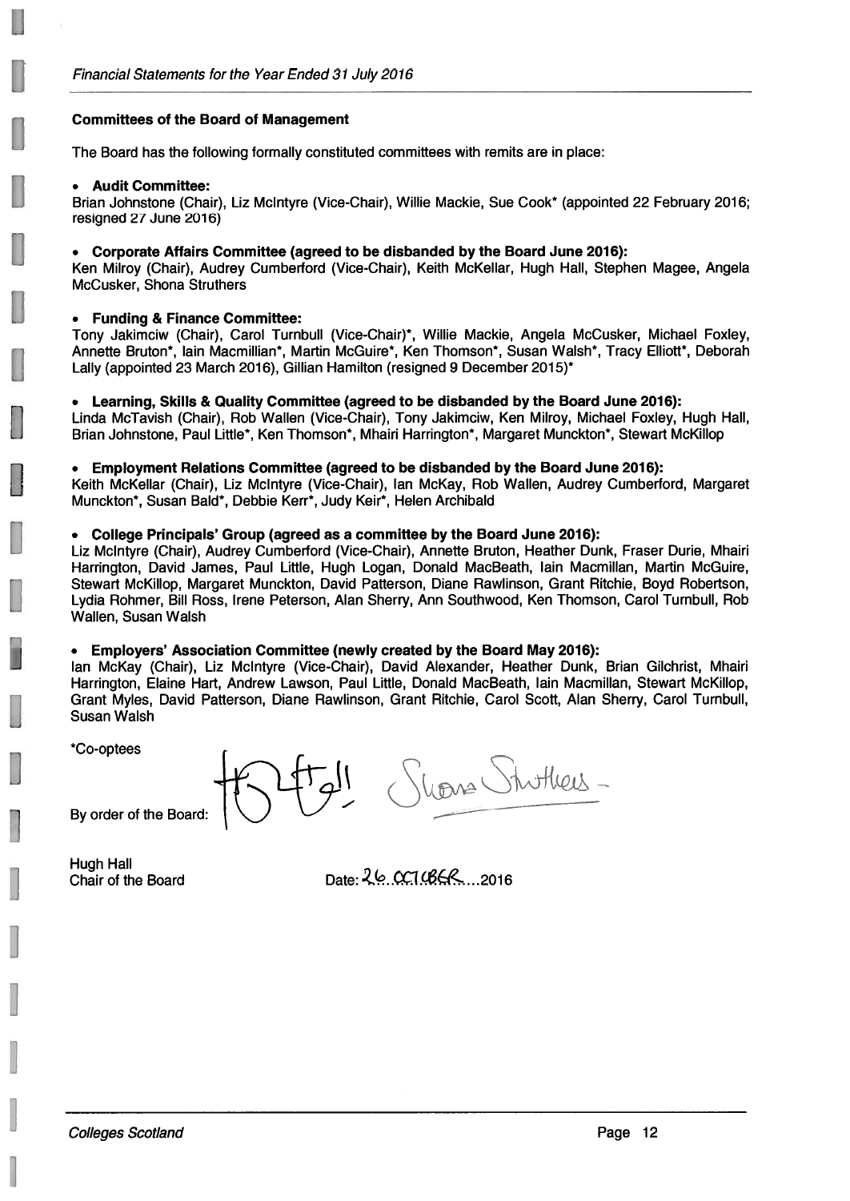**Committees of the Board of Management**

The Board has the following formally constituted committees with remits are in place:

- **Audit Committee:**
Brian Johnstone (Chair), Liz McIntyre (Vice-Chair), Willie Mackie, Sue Cook* (appointed 22 February 2016; resigned 27 June 2016)

- **Corporate Affairs Committee (agreed to be disbanded by the Board June 2016):**
Ken Milroy (Chair), Audrey Cumberford (Vice-Chair), Keith McKellar, Hugh Hall, Stephen Magee, Angela McCusker, Shona Struthers

- **Funding & Finance Committee:**
Tony Jakimciw (Chair), Carol Turnbull (Vice-Chair)*, Willie Mackie, Angela McCusker, Michael Foxley, Annette Bruton*, Iain Macmillian*, Martin McGuire*, Ken Thomson*, Susan Walsh*, Tracy Elliott*, Deborah Lally (appointed 23 March 2016), Gillian Hamilton (resigned 9 December 2015)*

- **Learning, Skills & Quality Committee (agreed to be disbanded by the Board June 2016):**
Linda McTavish (Chair), Rob Wallen (Vice-Chair), Tony Jakimciw, Ken Milroy, Michael Foxley, Hugh Hall, Brian Johnstone, Paul Little*, Ken Thomson*, Mhairi Harrington*, Margaret Munckton*, Stewart McKillop

- **Employment Relations Committee (agreed to be disbanded by the Board June 2016):**
Keith McKellar (Chair), Liz McIntyre (Vice-Chair), Ian McKay, Rob Wallen, Audrey Cumberford, Margaret Munckton*, Susan Bald*, Debbie Kerr*, Judy Keir*, Helen Archibald

- **College Principals' Group (agreed as a committee by the Board June 2016):**
Liz McIntyre (Chair), Audrey Cumberford (Vice-Chair), Annette Bruton, Heather Dunk, Fraser Durie, Mhairi Harrington, David James, Paul Little, Hugh Logan, Donald MacBeath, Iain Macmillan, Martin McGuire, Stewart McKillop, Margaret Munckton, David Patterson, Diane Rawlinson, Grant Ritchie, Boyd Robertson, Lydia Rohmer, Bill Ross, Irene Peterson, Alan Sherry, Ann Southwood, Ken Thomson, Carol Turnbull, Rob Wallen, Susan Walsh

- **Employers' Association Committee (newly created by the Board May 2016):**
Ian McKay (Chair), Liz McIntyre (Vice-Chair), David Alexander, Heather Dunk, Brian Gilchrist, Mhairi Harrington, Elaine Hart, Andrew Lawson, Paul Little, Donald MacBeath, Iain Macmillan, Stewart McKillop, Grant Myles, David Patterson, Diane Rawlinson, Grant Ritchie, Carol Scott, Alan Sherry, Carol Turnbull, Susan Walsh

*Co-optees

By order of the Board:

Hugh Hall
Chair of the Board

Date: 26 OCTOBER 2016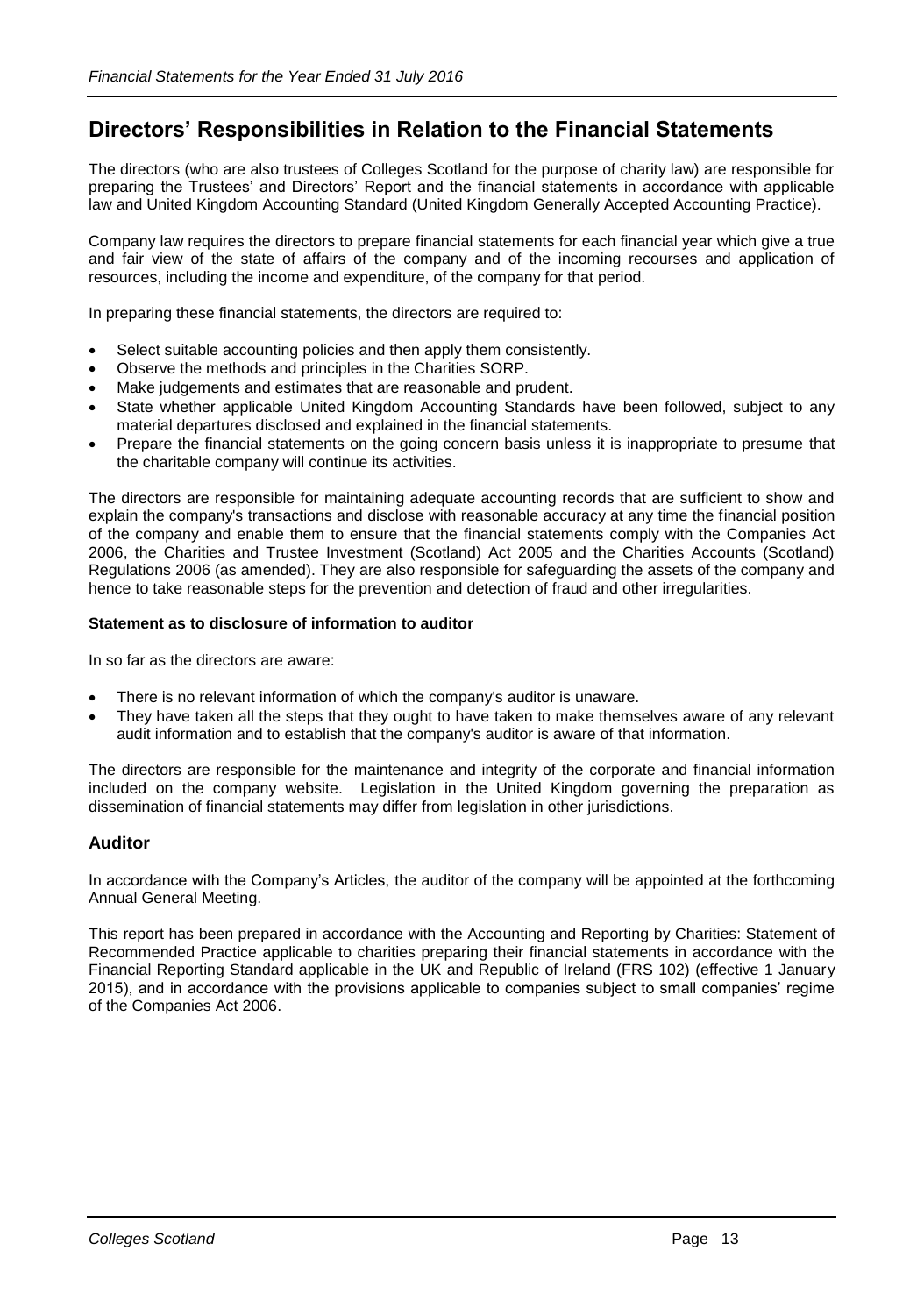## Directors' Responsibilities in Relation to the Financial Statements

The directors (who are also trustees of Colleges Scotland for the purpose of charity law) are responsible for preparing the Trustees' and Directors' Report and the financial statements in accordance with applicable law and United Kingdom Accounting Standard (United Kingdom Generally Accepted Accounting Practice).

Company law requires the directors to prepare financial statements for each financial year which give a true and fair view of the state of affairs of the company and of the incoming recourses and application of resources, including the income and expenditure, of the company for that period.

In preparing these financial statements, the directors are required to:

- Select suitable accounting policies and then apply them consistently.
- Observe the methods and principles in the Charities SORP.
- Make judgements and estimates that are reasonable and prudent.
- State whether applicable United Kingdom Accounting Standards have been followed, subject to any material departures disclosed and explained in the financial statements.
- Prepare the financial statements on the going concern basis unless it is inappropriate to presume that the charitable company will continue its activities.

The directors are responsible for maintaining adequate accounting records that are sufficient to show and explain the company's transactions and disclose with reasonable accuracy at any time the financial position of the company and enable them to ensure that the financial statements comply with the Companies Act 2006, the Charities and Trustee Investment (Scotland) Act 2005 and the Charities Accounts (Scotland) Regulations 2006 (as amended). They are also responsible for safeguarding the assets of the company and hence to take reasonable steps for the prevention and detection of fraud and other irregularities.

**Statement as to disclosure of information to auditor**

In so far as the directors are aware:

- There is no relevant information of which the company's auditor is unaware.
- They have taken all the steps that they ought to have taken to make themselves aware of any relevant audit information and to establish that the company's auditor is aware of that information.

The directors are responsible for the maintenance and integrity of the corporate and financial information included on the company website. Legislation in the United Kingdom governing the preparation as dissemination of financial statements may differ from legislation in other jurisdictions.

### Auditor

In accordance with the Company's Articles, the auditor of the company will be appointed at the forthcoming Annual General Meeting.

This report has been prepared in accordance with the Accounting and Reporting by Charities: Statement of Recommended Practice applicable to charities preparing their financial statements in accordance with the Financial Reporting Standard applicable in the UK and Republic of Ireland (FRS 102) (effective 1 January 2015), and in accordance with the provisions applicable to companies subject to small companies' regime of the Companies Act 2006.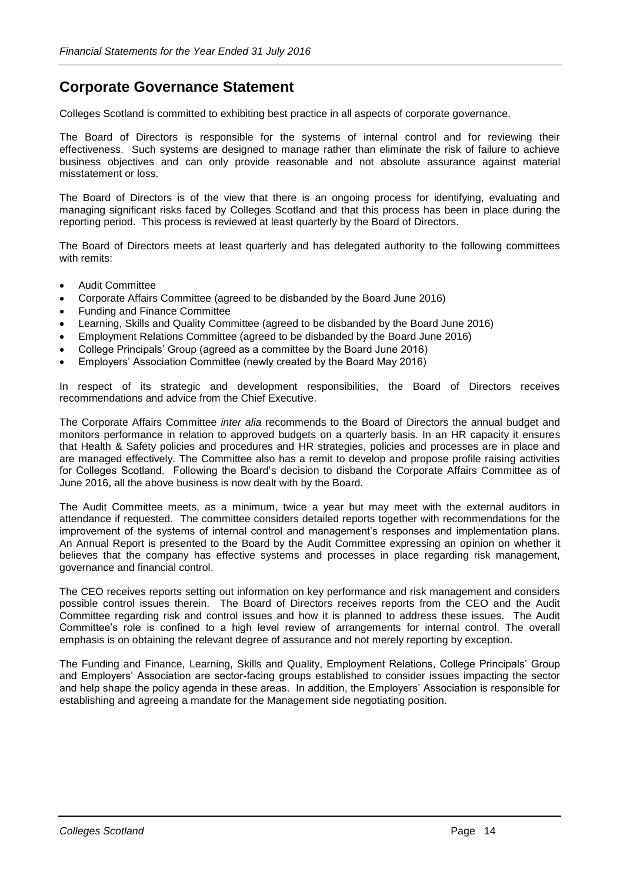## Corporate Governance Statement

Colleges Scotland is committed to exhibiting best practice in all aspects of corporate governance.

The Board of Directors is responsible for the systems of internal control and for reviewing their effectiveness. Such systems are designed to manage rather than eliminate the risk of failure to achieve business objectives and can only provide reasonable and not absolute assurance against material misstatement or loss.

The Board of Directors is of the view that there is an ongoing process for identifying, evaluating and managing significant risks faced by Colleges Scotland and that this process has been in place during the reporting period. This process is reviewed at least quarterly by the Board of Directors.

The Board of Directors meets at least quarterly and has delegated authority to the following committees with remits:

- Audit Committee
- Corporate Affairs Committee (agreed to be disbanded by the Board June 2016)
- Funding and Finance Committee
- Learning, Skills and Quality Committee (agreed to be disbanded by the Board June 2016)
- Employment Relations Committee (agreed to be disbanded by the Board June 2016)
- College Principals' Group (agreed as a committee by the Board June 2016)
- Employers' Association Committee (newly created by the Board May 2016)

In respect of its strategic and development responsibilities, the Board of Directors receives recommendations and advice from the Chief Executive.

The Corporate Affairs Committee *inter alia* recommends to the Board of Directors the annual budget and monitors performance in relation to approved budgets on a quarterly basis. In an HR capacity it ensures that Health & Safety policies and procedures and HR strategies, policies and processes are in place and are managed effectively. The Committee also has a remit to develop and propose profile raising activities for Colleges Scotland. Following the Board's decision to disband the Corporate Affairs Committee as of June 2016, all the above business is now dealt with by the Board.

The Audit Committee meets, as a minimum, twice a year but may meet with the external auditors in attendance if requested. The committee considers detailed reports together with recommendations for the improvement of the systems of internal control and management's responses and implementation plans. An Annual Report is presented to the Board by the Audit Committee expressing an opinion on whether it believes that the company has effective systems and processes in place regarding risk management, governance and financial control.

The CEO receives reports setting out information on key performance and risk management and considers possible control issues therein. The Board of Directors receives reports from the CEO and the Audit Committee regarding risk and control issues and how it is planned to address these issues. The Audit Committee's role is confined to a high level review of arrangements for internal control. The overall emphasis is on obtaining the relevant degree of assurance and not merely reporting by exception.

The Funding and Finance, Learning, Skills and Quality, Employment Relations, College Principals' Group and Employers' Association are sector-facing groups established to consider issues impacting the sector and help shape the policy agenda in these areas. In addition, the Employers' Association is responsible for establishing and agreeing a mandate for the Management side negotiating position.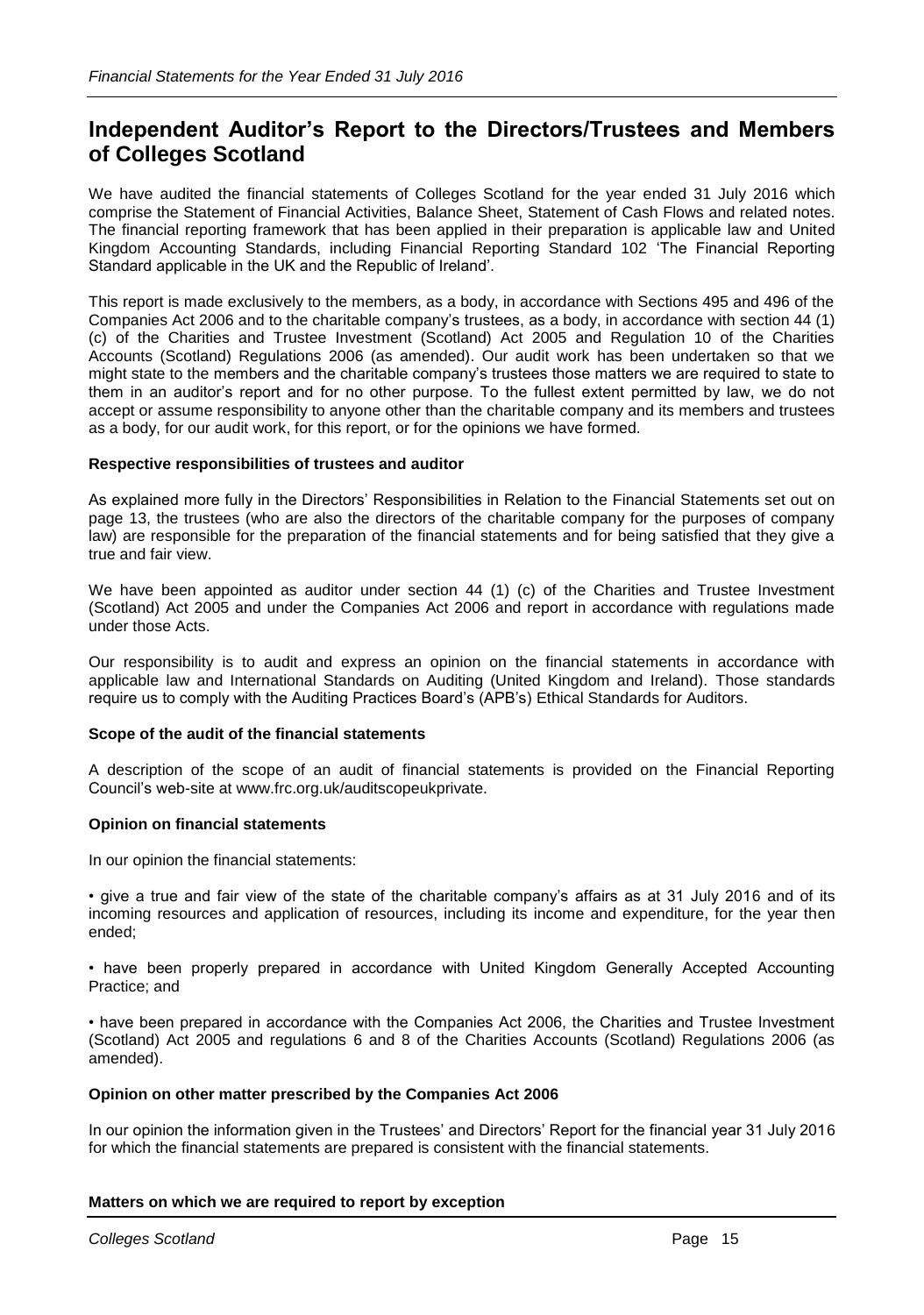## Independent Auditor's Report to the Directors/Trustees and Members of Colleges Scotland

We have audited the financial statements of Colleges Scotland for the year ended 31 July 2016 which comprise the Statement of Financial Activities, Balance Sheet, Statement of Cash Flows and related notes. The financial reporting framework that has been applied in their preparation is applicable law and United Kingdom Accounting Standards, including Financial Reporting Standard 102 'The Financial Reporting Standard applicable in the UK and the Republic of Ireland'.

This report is made exclusively to the members, as a body, in accordance with Sections 495 and 496 of the Companies Act 2006 and to the charitable company's trustees, as a body, in accordance with section 44 (1) (c) of the Charities and Trustee Investment (Scotland) Act 2005 and Regulation 10 of the Charities Accounts (Scotland) Regulations 2006 (as amended). Our audit work has been undertaken so that we might state to the members and the charitable company's trustees those matters we are required to state to them in an auditor's report and for no other purpose. To the fullest extent permitted by law, we do not accept or assume responsibility to anyone other than the charitable company and its members and trustees as a body, for our audit work, for this report, or for the opinions we have formed.

**Respective responsibilities of trustees and auditor**

As explained more fully in the Directors' Responsibilities in Relation to the Financial Statements set out on page 13, the trustees (who are also the directors of the charitable company for the purposes of company law) are responsible for the preparation of the financial statements and for being satisfied that they give a true and fair view.

We have been appointed as auditor under section 44 (1) (c) of the Charities and Trustee Investment (Scotland) Act 2005 and under the Companies Act 2006 and report in accordance with regulations made under those Acts.

Our responsibility is to audit and express an opinion on the financial statements in accordance with applicable law and International Standards on Auditing (United Kingdom and Ireland). Those standards require us to comply with the Auditing Practices Board's (APB's) Ethical Standards for Auditors.

**Scope of the audit of the financial statements**

A description of the scope of an audit of financial statements is provided on the Financial Reporting Council's web-site at www.frc.org.uk/auditscopeukprivate.

**Opinion on financial statements**

In our opinion the financial statements:

- give a true and fair view of the state of the charitable company's affairs as at 31 July 2016 and of its incoming resources and application of resources, including its income and expenditure, for the year then ended;
- have been properly prepared in accordance with United Kingdom Generally Accepted Accounting Practice; and
- have been prepared in accordance with the Companies Act 2006, the Charities and Trustee Investment (Scotland) Act 2005 and regulations 6 and 8 of the Charities Accounts (Scotland) Regulations 2006 (as amended).

**Opinion on other matter prescribed by the Companies Act 2006**

In our opinion the information given in the Trustees' and Directors' Report for the financial year 31 July 2016 for which the financial statements are prepared is consistent with the financial statements.

**Matters on which we are required to report by exception**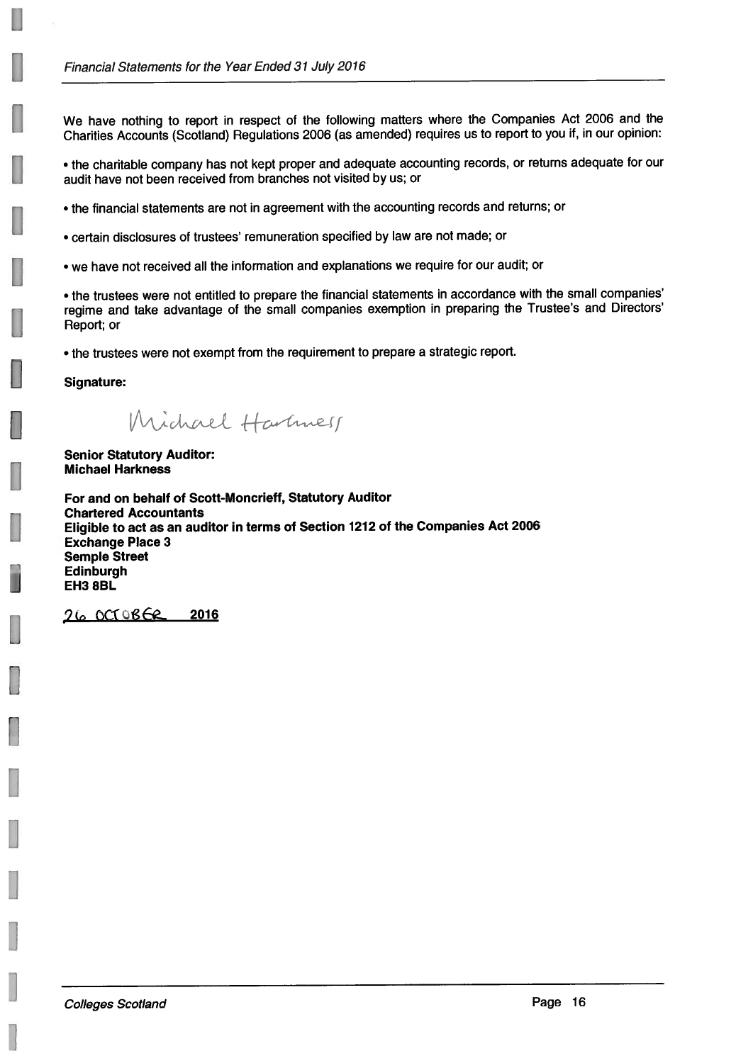We have nothing to report in respect of the following matters where the Companies Act 2006 and the Charities Accounts (Scotland) Regulations 2006 (as amended) requires us to report to you if, in our opinion:

- the charitable company has not kept proper and adequate accounting records, or returns adequate for our audit have not been received from branches not visited by us; or

- the financial statements are not in agreement with the accounting records and returns; or

- certain disclosures of trustees' remuneration specified by law are not made; or

- we have not received all the information and explanations we require for our audit; or

- the trustees were not entitled to prepare the financial statements in accordance with the small companies' regime and take advantage of the small companies exemption in preparing the Trustee's and Directors' Report; or

- the trustees were not exempt from the requirement to prepare a strategic report.

**Signature:**

Michael Harkness

**Senior Statutory Auditor:**
**Michael Harkness**

**For and on behalf of Scott-Moncrieff, Statutory Auditor**
**Chartered Accountants**
**Eligible to act as an auditor in terms of Section 1212 of the Companies Act 2006**
**Exchange Place 3**
**Semple Street**
**Edinburgh**
**EH3 8BL**

26 OCTOBER **2016**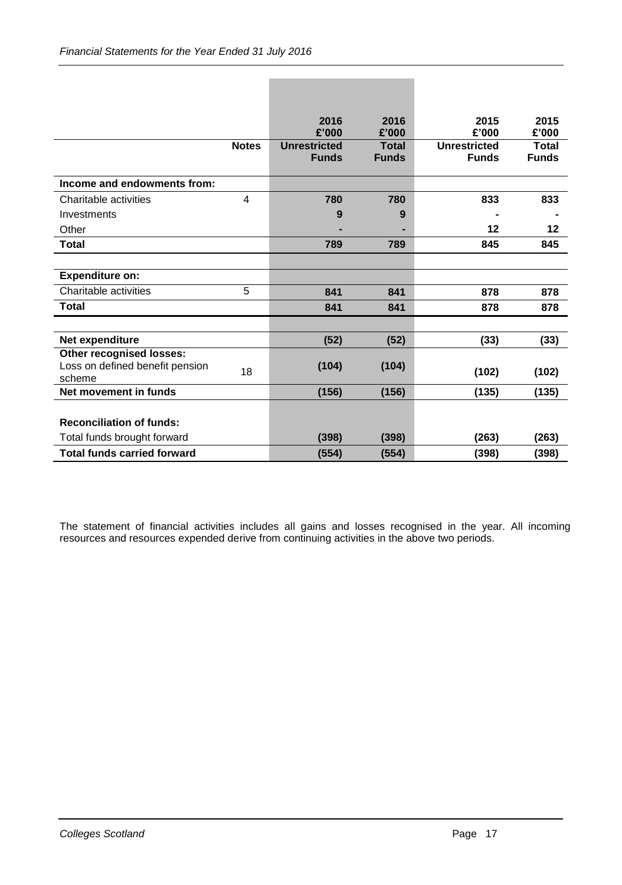| | Notes | 2016 £'000 Unrestricted Funds | 2016 £'000 Total Funds | 2015 £'000 Unrestricted Funds | 2015 £'000 Total Funds |
|---|---|---|---|---|---|
| **Income and endowments from:** | | | | | |
| Charitable activities | 4 | **780** | **780** | **833** | **833** |
| Investments | | **9** | **9** | **-** | **-** |
| Other | | **-** | **-** | **12** | **12** |
| **Total** | | **789** | **789** | **845** | **845** |
| | | | | | |
| **Expenditure on:** | | | | | |
| Charitable activities | 5 | **841** | **841** | **878** | **878** |
| **Total** | | **841** | **841** | **878** | **878** |
| | | | | | |
| **Net expenditure** | | **(52)** | **(52)** | **(33)** | **(33)** |
| **Other recognised losses:** | | | | | |
| Loss on defined benefit pension scheme | 18 | **(104)** | **(104)** | **(102)** | **(102)** |
| **Net movement in funds** | | **(156)** | **(156)** | **(135)** | **(135)** |
| | | | | | |
| **Reconciliation of funds:** | | | | | |
| Total funds brought forward | | **(398)** | **(398)** | **(263)** | **(263)** |
| **Total funds carried forward** | | **(554)** | **(554)** | **(398)** | **(398)** |

The statement of financial activities includes all gains and losses recognised in the year. All incoming resources and resources expended derive from continuing activities in the above two periods.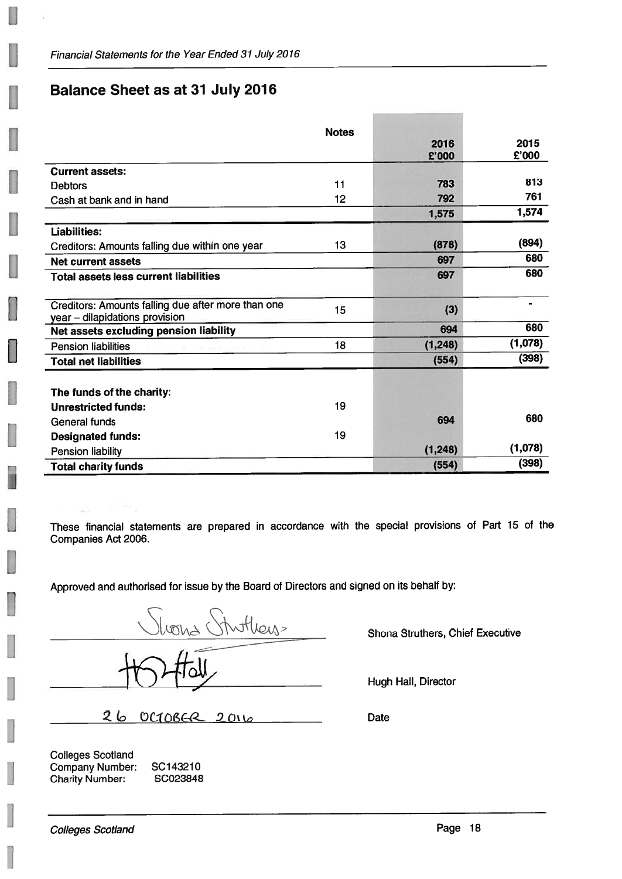## Balance Sheet as at 31 July 2016

| | Notes | 2016 £'000 | 2015 £'000 |
|---|---|---|---|
| **Current assets:** | | | |
| Debtors | 11 | 783 | 813 |
| Cash at bank and in hand | 12 | 792 | 761 |
| | | 1,575 | 1,574 |
| **Liabilities:** | | | |
| Creditors: Amounts falling due within one year | 13 | (878) | (894) |
| **Net current assets** | | 697 | 680 |
| **Total assets less current liabilities** | | 697 | 680 |
| Creditors: Amounts falling due after more than one year – dilapidations provision | 15 | (3) | - |
| **Net assets excluding pension liability** | | 694 | 680 |
| Pension liabilities | 18 | (1,248) | (1,078) |
| **Total net liabilities** | | (554) | (398) |
| **The funds of the charity:** | | | |
| **Unrestricted funds:** | 19 | | |
| General funds | | 694 | 680 |
| **Designated funds:** | 19 | | |
| Pension liability | | (1,248) | (1,078) |
| **Total charity funds** | | (554) | (398) |

These financial statements are prepared in accordance with the special provisions of Part 15 of the Companies Act 2006.

Approved and authorised for issue by the Board of Directors and signed on its behalf by:

Shona Struthers, Chief Executive

Hugh Hall, Director

26 OCTOBER 2016 Date

Colleges Scotland
Company Number: SC143210
Charity Number: SC023848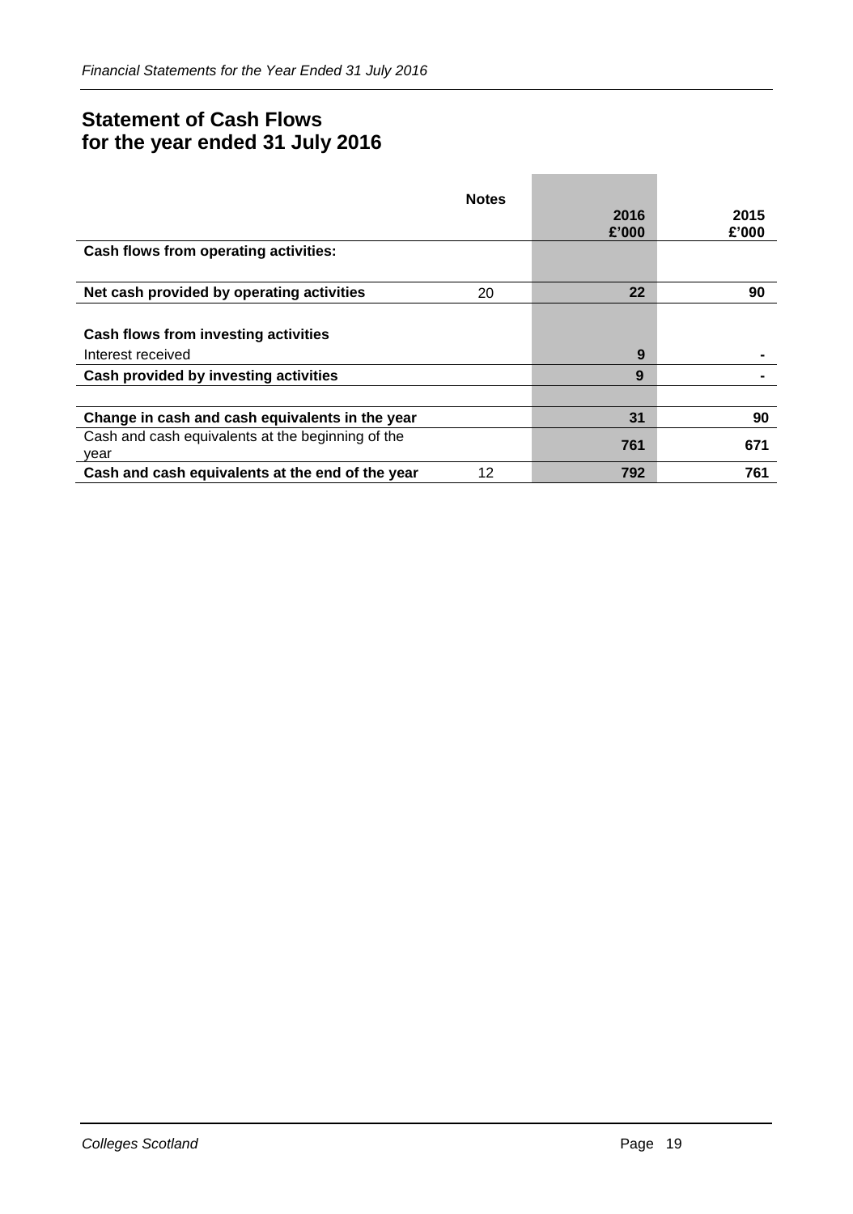## Statement of Cash Flows
## for the year ended 31 July 2016

| | Notes | 2016 £'000 | 2015 £'000 |
|---|---|---|---|
| **Cash flows from operating activities:** | | | |
| **Net cash provided by operating activities** | 20 | **22** | **90** |
| **Cash flows from investing activities** | | | |
| Interest received | | **9** | **-** |
| **Cash provided by investing activities** | | **9** | **-** |
| **Change in cash and cash equivalents in the year** | | **31** | **90** |
| Cash and cash equivalents at the beginning of the year | | **761** | **671** |
| **Cash and cash equivalents at the end of the year** | 12 | **792** | **761** |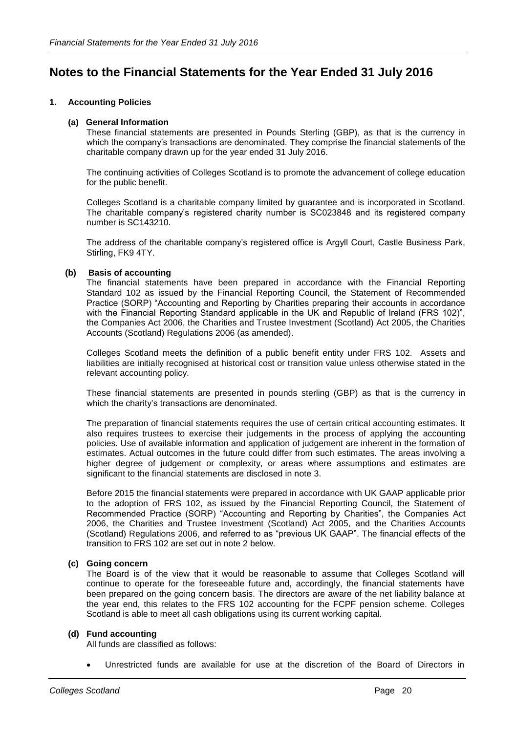# Notes to the Financial Statements for the Year Ended 31 July 2016

## 1. Accounting Policies

### (a) General Information

These financial statements are presented in Pounds Sterling (GBP), as that is the currency in which the company's transactions are denominated. They comprise the financial statements of the charitable company drawn up for the year ended 31 July 2016.

The continuing activities of Colleges Scotland is to promote the advancement of college education for the public benefit.

Colleges Scotland is a charitable company limited by guarantee and is incorporated in Scotland. The charitable company's registered charity number is SC023848 and its registered company number is SC143210.

The address of the charitable company's registered office is Argyll Court, Castle Business Park, Stirling, FK9 4TY.

### (b) Basis of accounting

The financial statements have been prepared in accordance with the Financial Reporting Standard 102 as issued by the Financial Reporting Council, the Statement of Recommended Practice (SORP) "Accounting and Reporting by Charities preparing their accounts in accordance with the Financial Reporting Standard applicable in the UK and Republic of Ireland (FRS 102)", the Companies Act 2006, the Charities and Trustee Investment (Scotland) Act 2005, the Charities Accounts (Scotland) Regulations 2006 (as amended).

Colleges Scotland meets the definition of a public benefit entity under FRS 102. Assets and liabilities are initially recognised at historical cost or transition value unless otherwise stated in the relevant accounting policy.

These financial statements are presented in pounds sterling (GBP) as that is the currency in which the charity's transactions are denominated.

The preparation of financial statements requires the use of certain critical accounting estimates. It also requires trustees to exercise their judgements in the process of applying the accounting policies. Use of available information and application of judgement are inherent in the formation of estimates. Actual outcomes in the future could differ from such estimates. The areas involving a higher degree of judgement or complexity, or areas where assumptions and estimates are significant to the financial statements are disclosed in note 3.

Before 2015 the financial statements were prepared in accordance with UK GAAP applicable prior to the adoption of FRS 102, as issued by the Financial Reporting Council, the Statement of Recommended Practice (SORP) "Accounting and Reporting by Charities", the Companies Act 2006, the Charities and Trustee Investment (Scotland) Act 2005, and the Charities Accounts (Scotland) Regulations 2006, and referred to as "previous UK GAAP". The financial effects of the transition to FRS 102 are set out in note 2 below.

### (c) Going concern

The Board is of the view that it would be reasonable to assume that Colleges Scotland will continue to operate for the foreseeable future and, accordingly, the financial statements have been prepared on the going concern basis. The directors are aware of the net liability balance at the year end, this relates to the FRS 102 accounting for the FCPF pension scheme. Colleges Scotland is able to meet all cash obligations using its current working capital.

### (d) Fund accounting

All funds are classified as follows:

- Unrestricted funds are available for use at the discretion of the Board of Directors in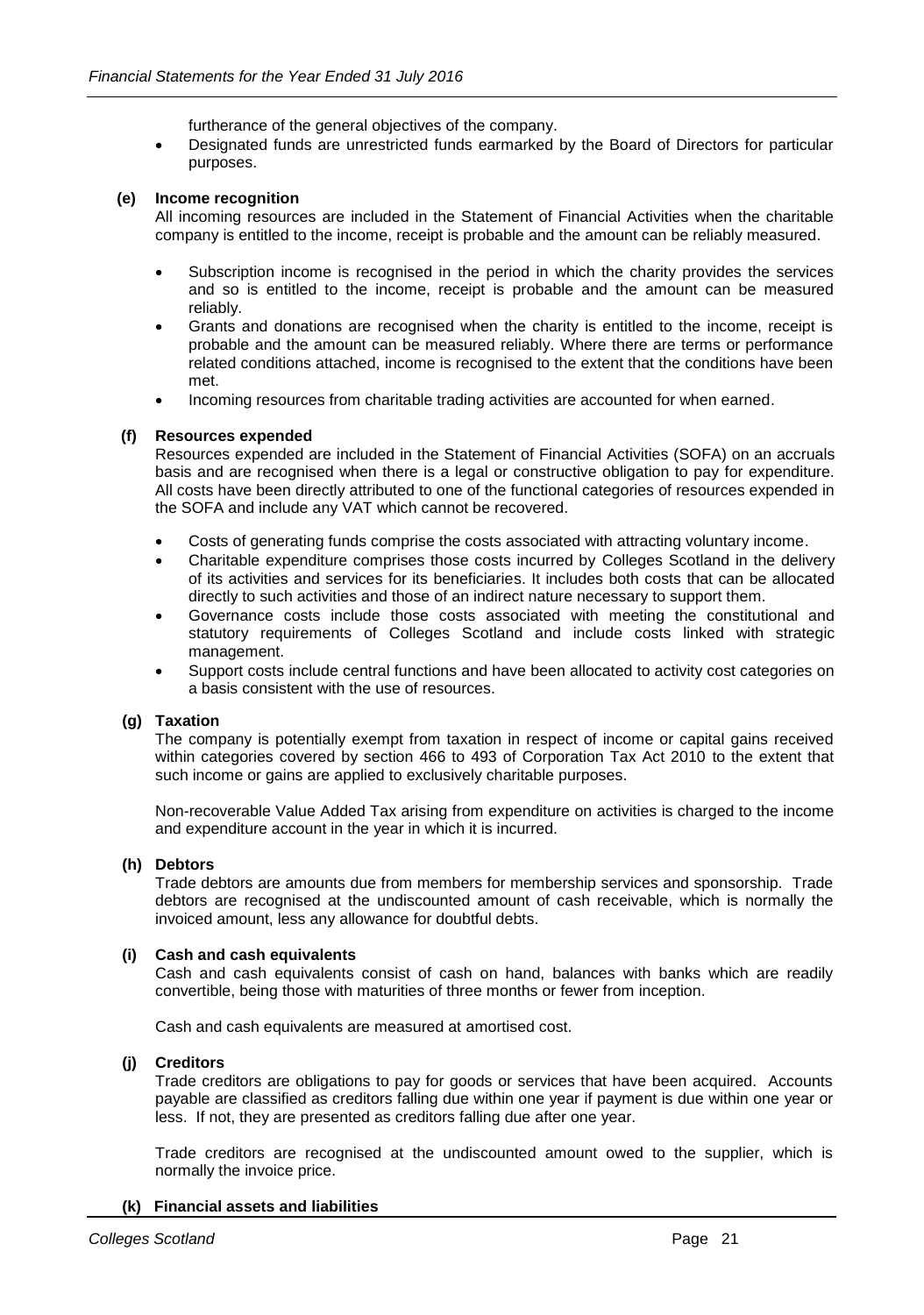furtherance of the general objectives of the company.

- Designated funds are unrestricted funds earmarked by the Board of Directors for particular purposes.

**(e) Income recognition**

All incoming resources are included in the Statement of Financial Activities when the charitable company is entitled to the income, receipt is probable and the amount can be reliably measured.

- Subscription income is recognised in the period in which the charity provides the services and so is entitled to the income, receipt is probable and the amount can be measured reliably.
- Grants and donations are recognised when the charity is entitled to the income, receipt is probable and the amount can be measured reliably. Where there are terms or performance related conditions attached, income is recognised to the extent that the conditions have been met.
- Incoming resources from charitable trading activities are accounted for when earned.

**(f) Resources expended**

Resources expended are included in the Statement of Financial Activities (SOFA) on an accruals basis and are recognised when there is a legal or constructive obligation to pay for expenditure. All costs have been directly attributed to one of the functional categories of resources expended in the SOFA and include any VAT which cannot be recovered.

- Costs of generating funds comprise the costs associated with attracting voluntary income.
- Charitable expenditure comprises those costs incurred by Colleges Scotland in the delivery of its activities and services for its beneficiaries. It includes both costs that can be allocated directly to such activities and those of an indirect nature necessary to support them.
- Governance costs include those costs associated with meeting the constitutional and statutory requirements of Colleges Scotland and include costs linked with strategic management.
- Support costs include central functions and have been allocated to activity cost categories on a basis consistent with the use of resources.

**(g) Taxation**

The company is potentially exempt from taxation in respect of income or capital gains received within categories covered by section 466 to 493 of Corporation Tax Act 2010 to the extent that such income or gains are applied to exclusively charitable purposes.

Non-recoverable Value Added Tax arising from expenditure on activities is charged to the income and expenditure account in the year in which it is incurred.

**(h) Debtors**

Trade debtors are amounts due from members for membership services and sponsorship. Trade debtors are recognised at the undiscounted amount of cash receivable, which is normally the invoiced amount, less any allowance for doubtful debts.

**(i) Cash and cash equivalents**

Cash and cash equivalents consist of cash on hand, balances with banks which are readily convertible, being those with maturities of three months or fewer from inception.

Cash and cash equivalents are measured at amortised cost.

**(j) Creditors**

Trade creditors are obligations to pay for goods or services that have been acquired. Accounts payable are classified as creditors falling due within one year if payment is due within one year or less. If not, they are presented as creditors falling due after one year.

Trade creditors are recognised at the undiscounted amount owed to the supplier, which is normally the invoice price.

**(k) Financial assets and liabilities**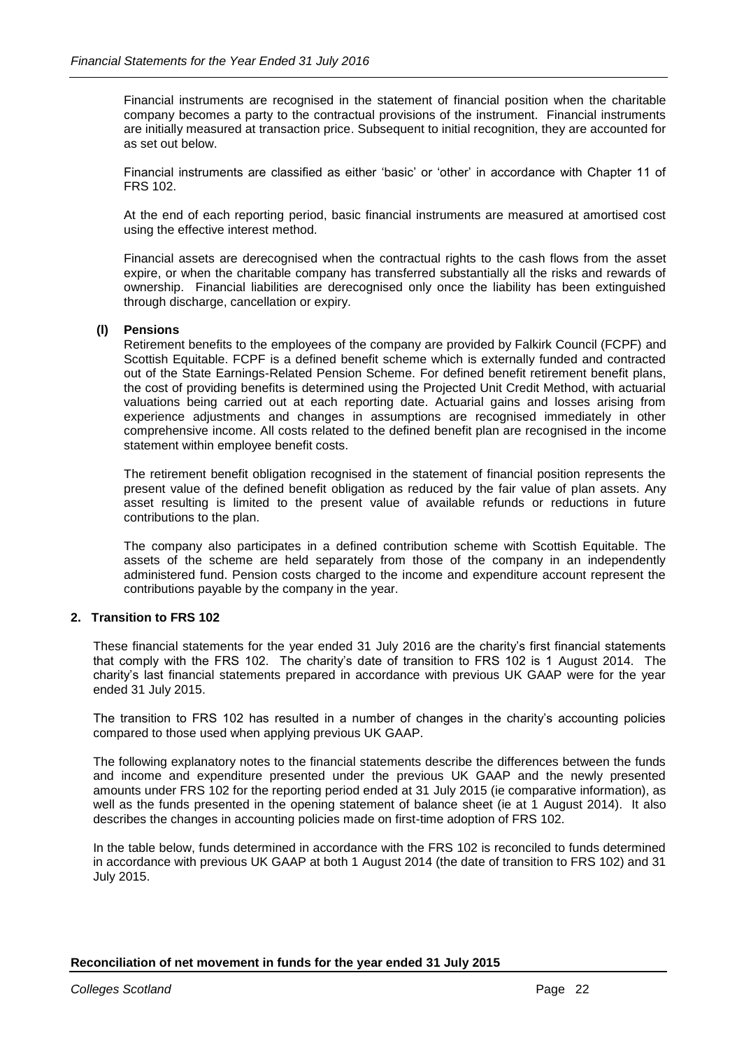Financial instruments are recognised in the statement of financial position when the charitable company becomes a party to the contractual provisions of the instrument. Financial instruments are initially measured at transaction price. Subsequent to initial recognition, they are accounted for as set out below.

Financial instruments are classified as either 'basic' or 'other' in accordance with Chapter 11 of FRS 102.

At the end of each reporting period, basic financial instruments are measured at amortised cost using the effective interest method.

Financial assets are derecognised when the contractual rights to the cash flows from the asset expire, or when the charitable company has transferred substantially all the risks and rewards of ownership. Financial liabilities are derecognised only once the liability has been extinguished through discharge, cancellation or expiry.

**(l) Pensions**

Retirement benefits to the employees of the company are provided by Falkirk Council (FCPF) and Scottish Equitable. FCPF is a defined benefit scheme which is externally funded and contracted out of the State Earnings-Related Pension Scheme. For defined benefit retirement benefit plans, the cost of providing benefits is determined using the Projected Unit Credit Method, with actuarial valuations being carried out at each reporting date. Actuarial gains and losses arising from experience adjustments and changes in assumptions are recognised immediately in other comprehensive income. All costs related to the defined benefit plan are recognised in the income statement within employee benefit costs.

The retirement benefit obligation recognised in the statement of financial position represents the present value of the defined benefit obligation as reduced by the fair value of plan assets. Any asset resulting is limited to the present value of available refunds or reductions in future contributions to the plan.

The company also participates in a defined contribution scheme with Scottish Equitable. The assets of the scheme are held separately from those of the company in an independently administered fund. Pension costs charged to the income and expenditure account represent the contributions payable by the company in the year.

## 2. Transition to FRS 102

These financial statements for the year ended 31 July 2016 are the charity's first financial statements that comply with the FRS 102. The charity's date of transition to FRS 102 is 1 August 2014. The charity's last financial statements prepared in accordance with previous UK GAAP were for the year ended 31 July 2015.

The transition to FRS 102 has resulted in a number of changes in the charity's accounting policies compared to those used when applying previous UK GAAP.

The following explanatory notes to the financial statements describe the differences between the funds and income and expenditure presented under the previous UK GAAP and the newly presented amounts under FRS 102 for the reporting period ended at 31 July 2015 (ie comparative information), as well as the funds presented in the opening statement of balance sheet (ie at 1 August 2014). It also describes the changes in accounting policies made on first-time adoption of FRS 102.

In the table below, funds determined in accordance with the FRS 102 is reconciled to funds determined in accordance with previous UK GAAP at both 1 August 2014 (the date of transition to FRS 102) and 31 July 2015.

**Reconciliation of net movement in funds for the year ended 31 July 2015**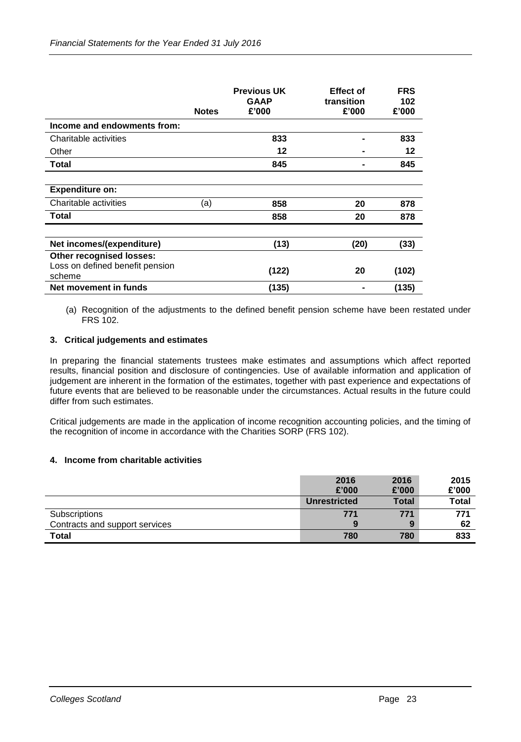| | Notes | Previous UK GAAP £'000 | Effect of transition £'000 | FRS 102 £'000 |
|---|---|---|---|---|
| **Income and endowments from:** | | | | |
| Charitable activities | | **833** | **-** | **833** |
| Other | | **12** | **-** | **12** |
| **Total** | | **845** | **-** | **845** |
| | | | | |
| **Expenditure on:** | | | | |
| Charitable activities | (a) | **858** | **20** | **878** |
| **Total** | | **858** | **20** | **878** |
| | | | | |
| **Net incomes/(expenditure)** | | **(13)** | **(20)** | **(33)** |
| **Other recognised losses:** | | | | |
| Loss on defined benefit pension scheme | | **(122)** | **20** | **(102)** |
| **Net movement in funds** | | **(135)** | **-** | **(135)** |

(a) Recognition of the adjustments to the defined benefit pension scheme have been restated under FRS 102.

### 3. Critical judgements and estimates

In preparing the financial statements trustees make estimates and assumptions which affect reported results, financial position and disclosure of contingencies. Use of available information and application of judgement are inherent in the formation of the estimates, together with past experience and expectations of future events that are believed to be reasonable under the circumstances. Actual results in the future could differ from such estimates.

Critical judgements are made in the application of income recognition accounting policies, and the timing of the recognition of income in accordance with the Charities SORP (FRS 102).

### 4. Income from charitable activities

| | 2016 £'000 Unrestricted | 2016 £'000 Total | 2015 £'000 Total |
|---|---|---|---|
| Subscriptions | **771** | **771** | **771** |
| Contracts and support services | **9** | **9** | **62** |
| **Total** | **780** | **780** | **833** |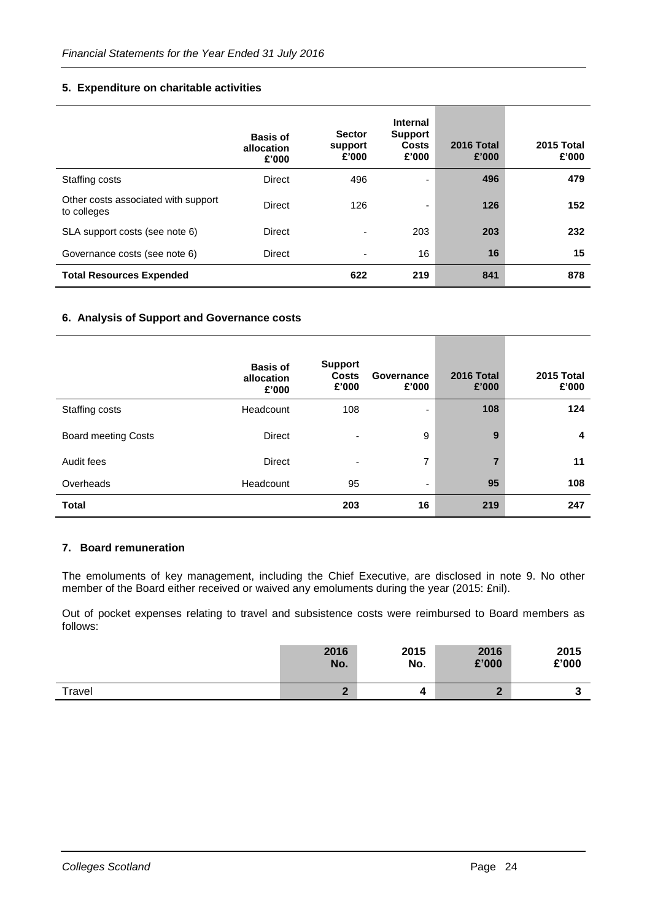### 5. Expenditure on charitable activities

| | Basis of allocation £'000 | Sector support £'000 | Internal Support Costs £'000 | 2016 Total £'000 | 2015 Total £'000 |
|---|---|---|---|---|---|
| Staffing costs | Direct | 496 | - | **496** | **479** |
| Other costs associated with support to colleges | Direct | 126 | - | **126** | **152** |
| SLA support costs (see note 6) | Direct | - | 203 | **203** | **232** |
| Governance costs (see note 6) | Direct | - | 16 | **16** | **15** |
| **Total Resources Expended** | | **622** | **219** | **841** | **878** |

### 6. Analysis of Support and Governance costs

| | Basis of allocation £'000 | Support Costs £'000 | Governance £'000 | 2016 Total £'000 | 2015 Total £'000 |
|---|---|---|---|---|---|
| Staffing costs | Headcount | 108 | - | **108** | **124** |
| Board meeting Costs | Direct | - | 9 | **9** | **4** |
| Audit fees | Direct | - | 7 | **7** | **11** |
| Overheads | Headcount | 95 | - | **95** | **108** |
| **Total** | | **203** | **16** | **219** | **247** |

### 7. Board remuneration

The emoluments of key management, including the Chief Executive, are disclosed in note 9. No other member of the Board either received or waived any emoluments during the year (2015: £nil).

Out of pocket expenses relating to travel and subsistence costs were reimbursed to Board members as follows:

| | 2016 No. | 2015 No. | 2016 £'000 | 2015 £'000 |
|---|---|---|---|---|
| Travel | **2** | **4** | **2** | **3** |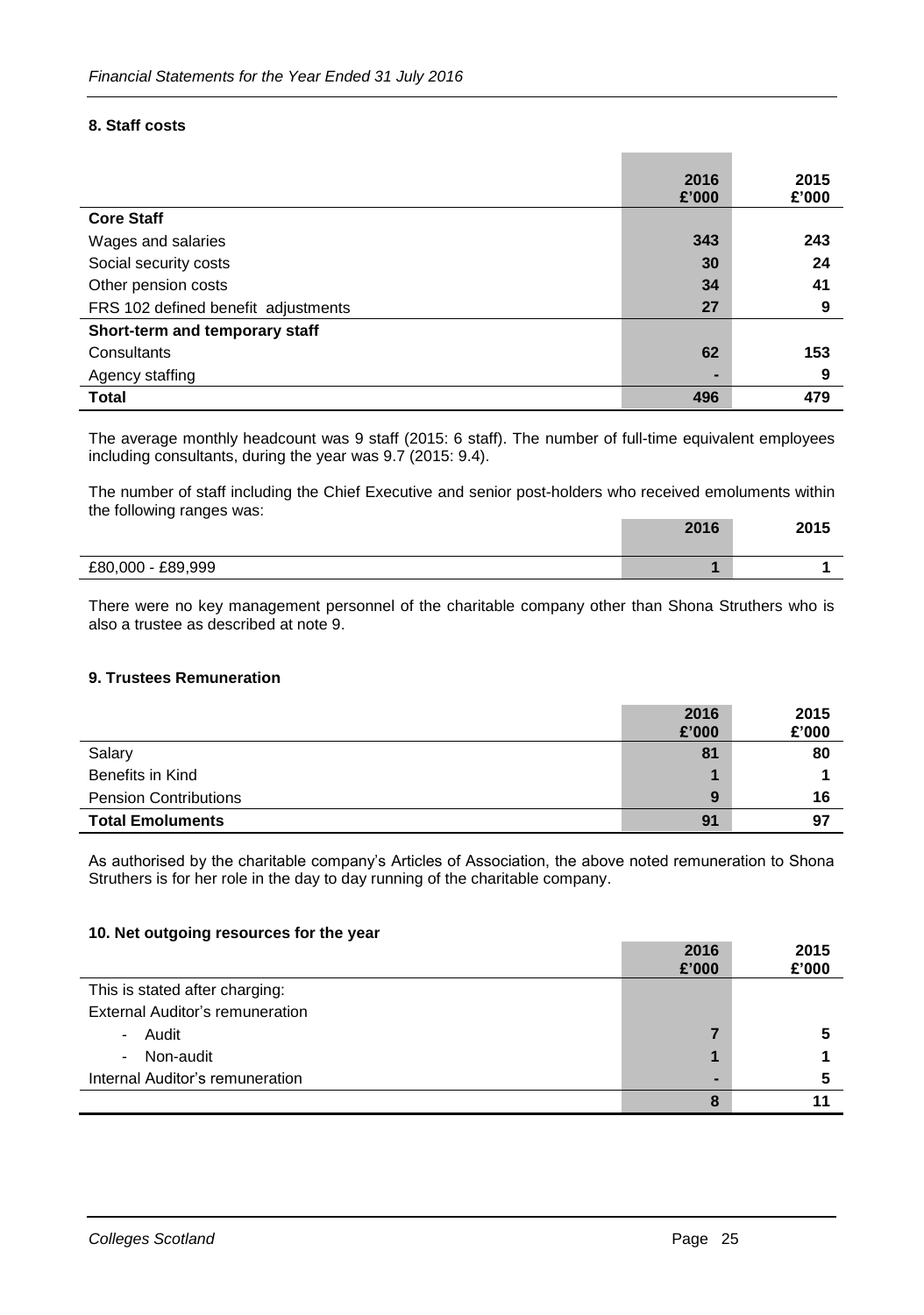### 8. Staff costs

| | 2016 £'000 | 2015 £'000 |
|---|---|---|
| **Core Staff** | | |
| Wages and salaries | 343 | 243 |
| Social security costs | 30 | 24 |
| Other pension costs | 34 | 41 |
| FRS 102 defined benefit adjustments | 27 | 9 |
| **Short-term and temporary staff** | | |
| Consultants | 62 | 153 |
| Agency staffing | - | 9 |
| **Total** | **496** | **479** |

The average monthly headcount was 9 staff (2015: 6 staff). The number of full-time equivalent employees including consultants, during the year was 9.7 (2015: 9.4).

The number of staff including the Chief Executive and senior post-holders who received emoluments within the following ranges was:

| | 2016 | 2015 |
|---|---|---|
| £80,000 - £89,999 | 1 | 1 |

There were no key management personnel of the charitable company other than Shona Struthers who is also a trustee as described at note 9.

### 9. Trustees Remuneration

| | 2016 £'000 | 2015 £'000 |
|---|---|---|
| Salary | 81 | 80 |
| Benefits in Kind | 1 | 1 |
| Pension Contributions | 9 | 16 |
| **Total Emoluments** | **91** | **97** |

As authorised by the charitable company's Articles of Association, the above noted remuneration to Shona Struthers is for her role in the day to day running of the charitable company.

### 10. Net outgoing resources for the year

| | 2016 £'000 | 2015 £'000 |
|---|---|---|
| This is stated after charging: | | |
| External Auditor's remuneration | | |
| - Audit | 7 | 5 |
| - Non-audit | 1 | 1 |
| Internal Auditor's remuneration | - | 5 |
| | 8 | 11 |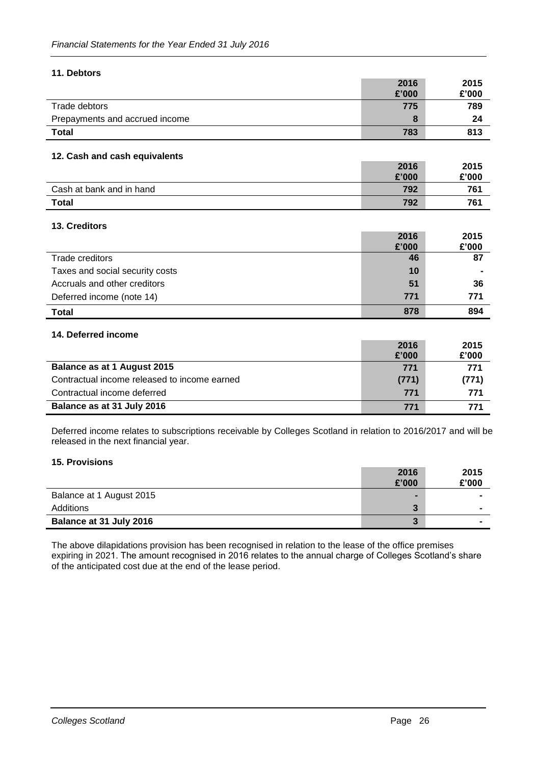### 11. Debtors

| | 2016 £'000 | 2015 £'000 |
|---|---|---|
| Trade debtors | 775 | 789 |
| Prepayments and accrued income | 8 | 24 |
| **Total** | **783** | **813** |

### 12. Cash and cash equivalents

| | 2016 £'000 | 2015 £'000 |
|---|---|---|
| Cash at bank and in hand | 792 | 761 |
| **Total** | **792** | **761** |

### 13. Creditors

| | 2016 £'000 | 2015 £'000 |
|---|---|---|
| Trade creditors | 46 | 87 |
| Taxes and social security costs | 10 | - |
| Accruals and other creditors | 51 | 36 |
| Deferred income (note 14) | 771 | 771 |
| **Total** | **878** | **894** |

### 14. Deferred income

| | 2016 £'000 | 2015 £'000 |
|---|---|---|
| **Balance as at 1 August 2015** | 771 | 771 |
| Contractual income released to income earned | (771) | (771) |
| Contractual income deferred | 771 | 771 |
| **Balance as at 31 July 2016** | 771 | 771 |

Deferred income relates to subscriptions receivable by Colleges Scotland in relation to 2016/2017 and will be released in the next financial year.

### 15. Provisions

| | 2016 £'000 | 2015 £'000 |
|---|---|---|
| Balance at 1 August 2015 | - | - |
| Additions | 3 | - |
| **Balance at 31 July 2016** | 3 | - |

The above dilapidations provision has been recognised in relation to the lease of the office premises expiring in 2021. The amount recognised in 2016 relates to the annual charge of Colleges Scotland's share of the anticipated cost due at the end of the lease period.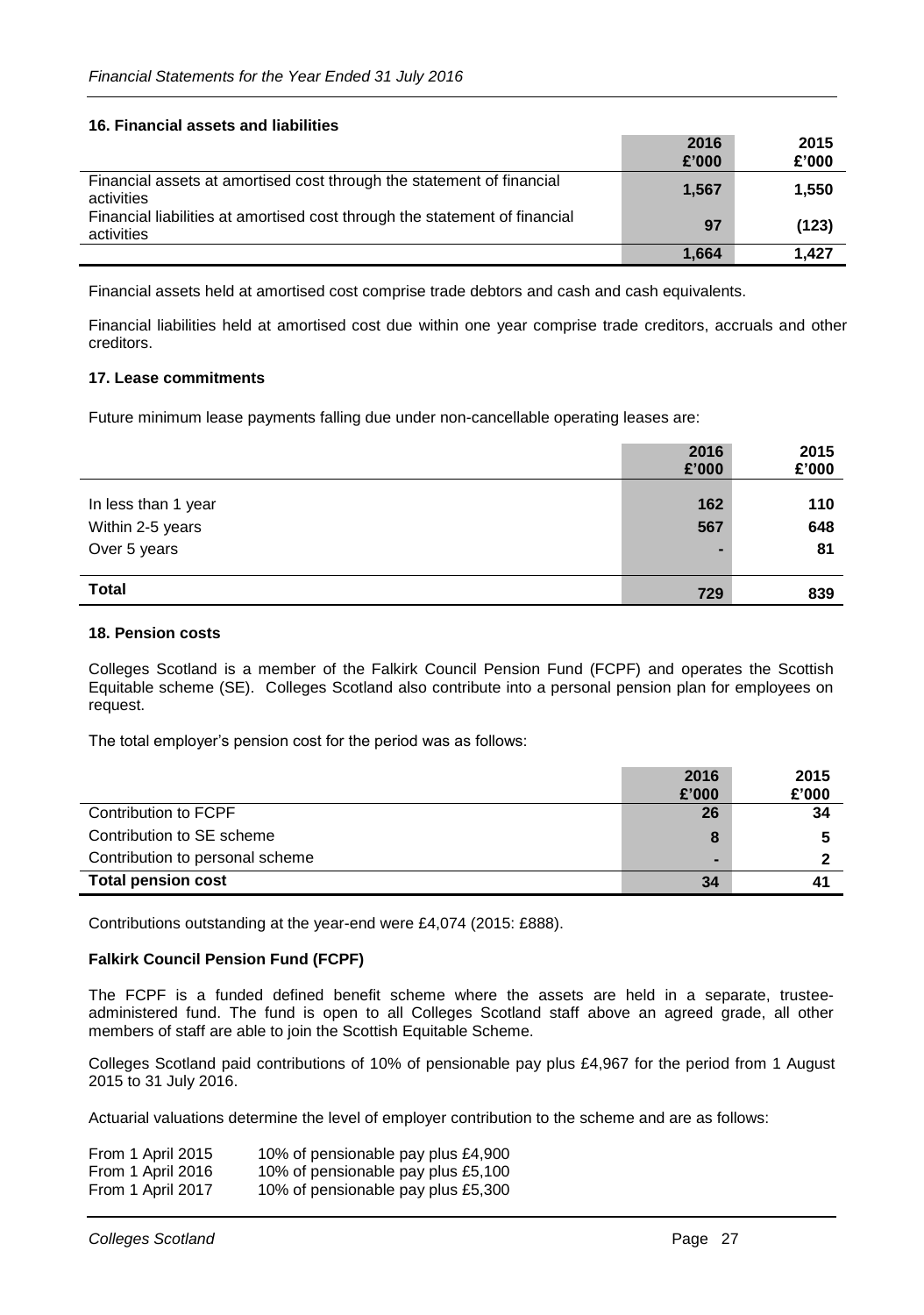### 16. Financial assets and liabilities

| | 2016 £'000 | 2015 £'000 |
|---|---|---|
| Financial assets at amortised cost through the statement of financial activities | 1,567 | 1,550 |
| Financial liabilities at amortised cost through the statement of financial activities | 97 | (123) |
| | 1,664 | 1,427 |

Financial assets held at amortised cost comprise trade debtors and cash and cash equivalents.

Financial liabilities held at amortised cost due within one year comprise trade creditors, accruals and other creditors.

### 17. Lease commitments

Future minimum lease payments falling due under non-cancellable operating leases are:

| | 2016 £'000 | 2015 £'000 |
|---|---|---|
| In less than 1 year | 162 | 110 |
| Within 2-5 years | 567 | 648 |
| Over 5 years | - | 81 |
| **Total** | 729 | 839 |

### 18. Pension costs

Colleges Scotland is a member of the Falkirk Council Pension Fund (FCPF) and operates the Scottish Equitable scheme (SE). Colleges Scotland also contribute into a personal pension plan for employees on request.

The total employer's pension cost for the period was as follows:

| | 2016 £'000 | 2015 £'000 |
|---|---|---|
| Contribution to FCPF | 26 | 34 |
| Contribution to SE scheme | 8 | 5 |
| Contribution to personal scheme | - | 2 |
| **Total pension cost** | 34 | 41 |

Contributions outstanding at the year-end were £4,074 (2015: £888).

**Falkirk Council Pension Fund (FCPF)**

The FCPF is a funded defined benefit scheme where the assets are held in a separate, trustee-administered fund. The fund is open to all Colleges Scotland staff above an agreed grade, all other members of staff are able to join the Scottish Equitable Scheme.

Colleges Scotland paid contributions of 10% of pensionable pay plus £4,967 for the period from 1 August 2015 to 31 July 2016.

Actuarial valuations determine the level of employer contribution to the scheme and are as follows:

| | |
|---|---|
| From 1 April 2015 | 10% of pensionable pay plus £4,900 |
| From 1 April 2016 | 10% of pensionable pay plus £5,100 |
| From 1 April 2017 | 10% of pensionable pay plus £5,300 |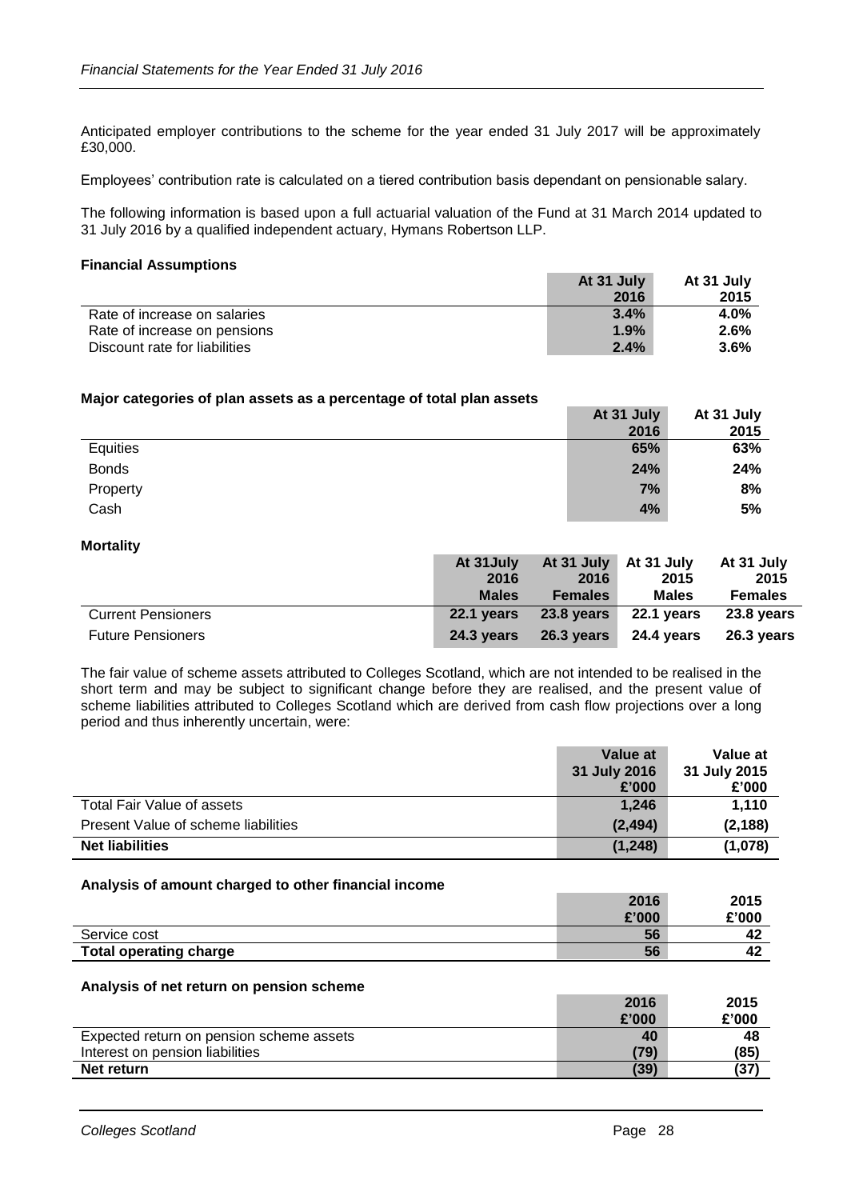Anticipated employer contributions to the scheme for the year ended 31 July 2017 will be approximately £30,000.

Employees' contribution rate is calculated on a tiered contribution basis dependant on pensionable salary.

The following information is based upon a full actuarial valuation of the Fund at 31 March 2014 updated to 31 July 2016 by a qualified independent actuary, Hymans Robertson LLP.

**Financial Assumptions**

| | At 31 July 2016 | At 31 July 2015 |
|---|---|---|
| Rate of increase on salaries | **3.4%** | **4.0%** |
| Rate of increase on pensions | **1.9%** | **2.6%** |
| Discount rate for liabilities | **2.4%** | **3.6%** |

**Major categories of plan assets as a percentage of total plan assets**

| | At 31 July 2016 | At 31 July 2015 |
|---|---|---|
| Equities | **65%** | **63%** |
| Bonds | **24%** | **24%** |
| Property | **7%** | **8%** |
| Cash | **4%** | **5%** |

**Mortality**

| | At 31July 2016 Males | At 31 July 2016 Females | At 31 July 2015 Males | At 31 July 2015 Females |
|---|---|---|---|---|
| Current Pensioners | **22.1 years** | **23.8 years** | **22.1 years** | **23.8 years** |
| Future Pensioners | **24.3 years** | **26.3 years** | **24.4 years** | **26.3 years** |

The fair value of scheme assets attributed to Colleges Scotland, which are not intended to be realised in the short term and may be subject to significant change before they are realised, and the present value of scheme liabilities attributed to Colleges Scotland which are derived from cash flow projections over a long period and thus inherently uncertain, were:

| | Value at 31 July 2016 £'000 | Value at 31 July 2015 £'000 |
|---|---|---|
| Total Fair Value of assets | **1,246** | **1,110** |
| Present Value of scheme liabilities | **(2,494)** | **(2,188)** |
| **Net liabilities** | **(1,248)** | **(1,078)** |

**Analysis of amount charged to other financial income**

| | 2016 £'000 | 2015 £'000 |
|---|---|---|
| Service cost | **56** | **42** |
| **Total operating charge** | **56** | **42** |

**Analysis of net return on pension scheme**

| | 2016 £'000 | 2015 £'000 |
|---|---|---|
| Expected return on pension scheme assets | **40** | **48** |
| Interest on pension liabilities | **(79)** | **(85)** |
| **Net return** | **(39)** | **(37)** |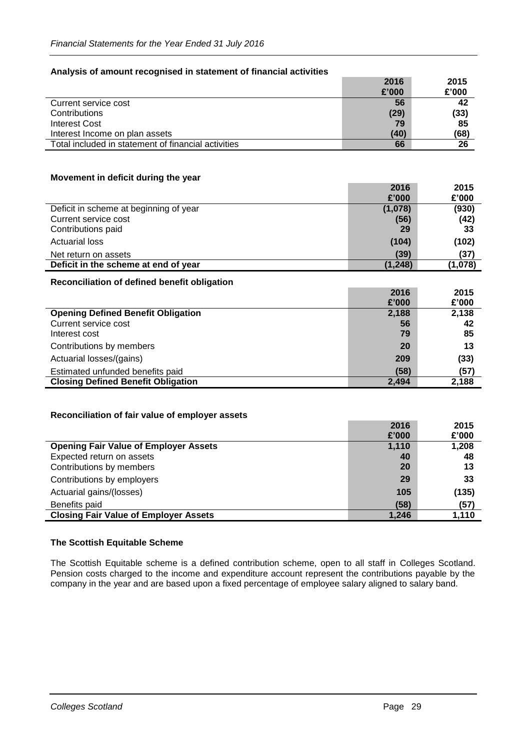### Analysis of amount recognised in statement of financial activities

| | 2016<br>£'000 | 2015<br>£'000 |
|---|---|---|
| Current service cost | 56 | 42 |
| Contributions | (29) | (33) |
| Interest Cost | 79 | 85 |
| Interest Income on plan assets | (40) | (68) |
| Total included in statement of financial activities | 66 | 26 |

### Movement in deficit during the year

| | 2016<br>£'000 | 2015<br>£'000 |
|---|---|---|
| Deficit in scheme at beginning of year | (1,078) | (930) |
| Current service cost | (56) | (42) |
| Contributions paid | 29 | 33 |
| Actuarial loss | (104) | (102) |
| Net return on assets | (39) | (37) |
| **Deficit in the scheme at end of year** | **(1,248)** | **(1,078)** |

### Reconciliation of defined benefit obligation

| | 2016<br>£'000 | 2015<br>£'000 |
|---|---|---|
| **Opening Defined Benefit Obligation** | **2,188** | **2,138** |
| Current service cost | 56 | 42 |
| Interest cost | 79 | 85 |
| Contributions by members | 20 | 13 |
| Actuarial losses/(gains) | 209 | (33) |
| Estimated unfunded benefits paid | (58) | (57) |
| **Closing Defined Benefit Obligation** | **2,494** | **2,188** |

### Reconciliation of fair value of employer assets

| | 2016<br>£'000 | 2015<br>£'000 |
|---|---|---|
| **Opening Fair Value of Employer Assets** | **1,110** | **1,208** |
| Expected return on assets | 40 | 48 |
| Contributions by members | 20 | 13 |
| Contributions by employers | 29 | 33 |
| Actuarial gains/(losses) | 105 | (135) |
| Benefits paid | (58) | (57) |
| **Closing Fair Value of Employer Assets** | **1,246** | **1,110** |

### The Scottish Equitable Scheme

The Scottish Equitable scheme is a defined contribution scheme, open to all staff in Colleges Scotland. Pension costs charged to the income and expenditure account represent the contributions payable by the company in the year and are based upon a fixed percentage of employee salary aligned to salary band.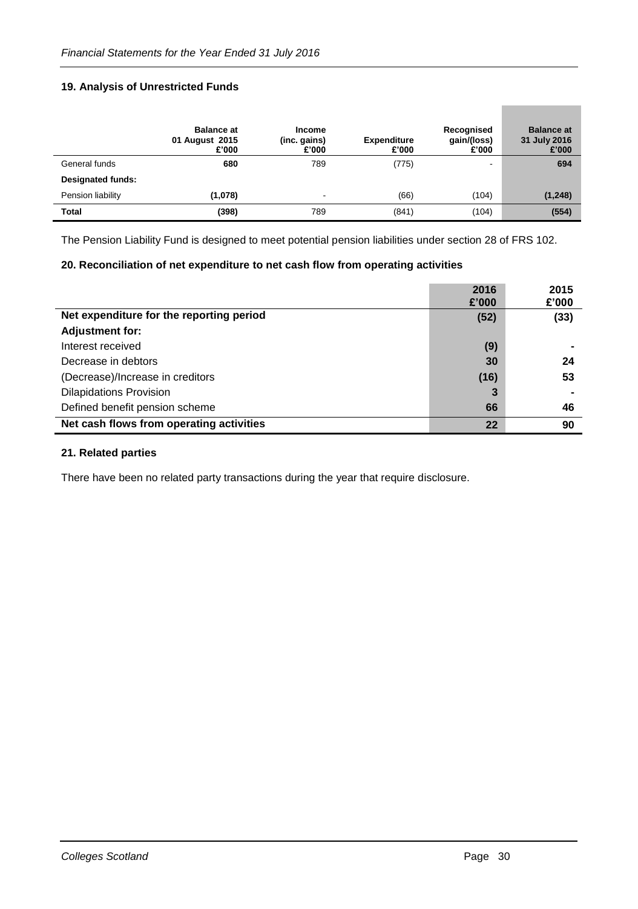## 19. Analysis of Unrestricted Funds

| | Balance at 01 August 2015 £'000 | Income (inc. gains) £'000 | Expenditure £'000 | Recognised gain/(loss) £'000 | Balance at 31 July 2016 £'000 |
|---|---|---|---|---|---|
| General funds | **680** | 789 | (775) | - | **694** |
| **Designated funds:** | | | | | |
| Pension liability | **(1,078)** | - | (66) | (104) | **(1,248)** |
| **Total** | **(398)** | 789 | (841) | (104) | **(554)** |

The Pension Liability Fund is designed to meet potential pension liabilities under section 28 of FRS 102.

## 20. Reconciliation of net expenditure to net cash flow from operating activities

| | 2016 £'000 | 2015 £'000 |
|---|---|---|
| **Net expenditure for the reporting period** | **(52)** | **(33)** |
| **Adjustment for:** | | |
| Interest received | **(9)** | **-** |
| Decrease in debtors | **30** | **24** |
| (Decrease)/Increase in creditors | **(16)** | **53** |
| Dilapidations Provision | **3** | **-** |
| Defined benefit pension scheme | **66** | **46** |
| **Net cash flows from operating activities** | **22** | **90** |

## 21. Related parties

There have been no related party transactions during the year that require disclosure.